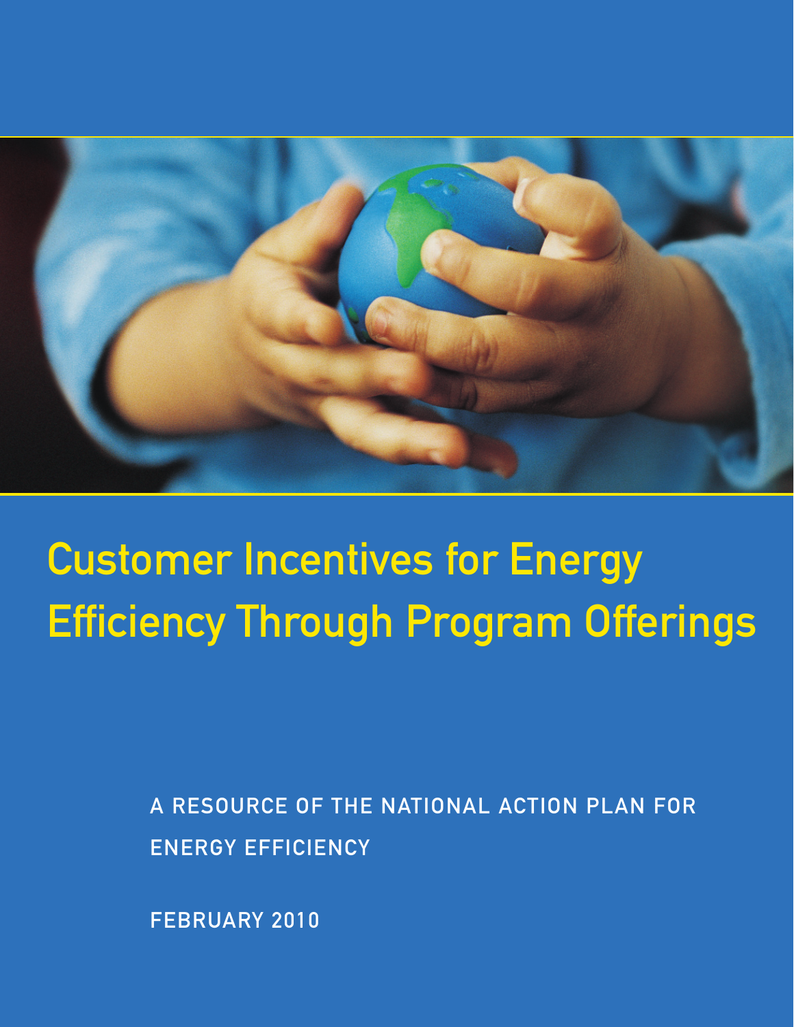# Customer Incentives for Energy Efficiency Through Program Offerings

A RESOURCE OF THE NATIONAL ACTION PLAN FOR ENERGY EFFICIENCY

FEBRUARY 2010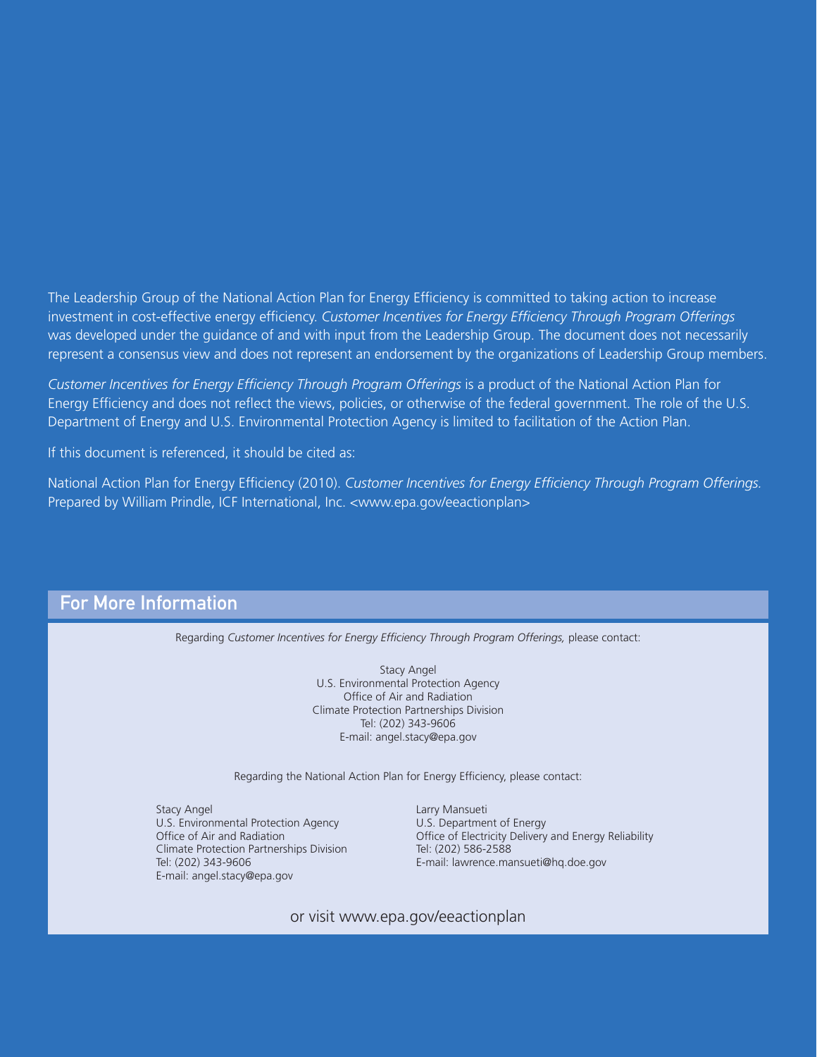The Leadership Group of the National Action Plan for Energy Efficiency is committed to taking action to increase investment in cost-effective energy efficiency. *Customer Incentives for Energy Efficiency Through Program Offerings* was developed under the guidance of and with input from the Leadership Group. The document does not necessarily represent a consensus view and does not represent an endorsement by the organizations of Leadership Group members.

*Customer Incentives for Energy Efficiency Through Program Offerings* is a product of the National Action Plan for Energy Efficiency and does not reflect the views, policies, or otherwise of the federal government. The role of the U.S. Department of Energy and U.S. Environmental Protection Agency is limited to facilitation of the Action Plan.

If this document is referenced, it should be cited as:

National Action Plan for Energy Efficiency (2010). *Customer Incentives for Energy Efficiency Through Program Offerings.* Prepared by William Prindle, ICF International, Inc. <www.epa.gov/eeactionplan>

## For More Information

Regarding *Customer Incentives for Energy Efficiency Through Program Offerings,* please contact:

Stacy Angel
U.S. Environmental Protection Agency
Office of Air and Radiation
Climate Protection Partnerships Division
Tel: (202) 343-9606
E-mail: angel.stacy@epa.gov

Regarding the National Action Plan for Energy Efficiency, please contact:

Stacy Angel
U.S. Environmental Protection Agency
Office of Air and Radiation
Climate Protection Partnerships Division
Tel: (202) 343-9606
E-mail: angel.stacy@epa.gov

Larry Mansueti
U.S. Department of Energy
Office of Electricity Delivery and Energy Reliability
Tel: (202) 586-2588
E-mail: lawrence.mansueti@hq.doe.gov

or visit www.epa.gov/eeactionplan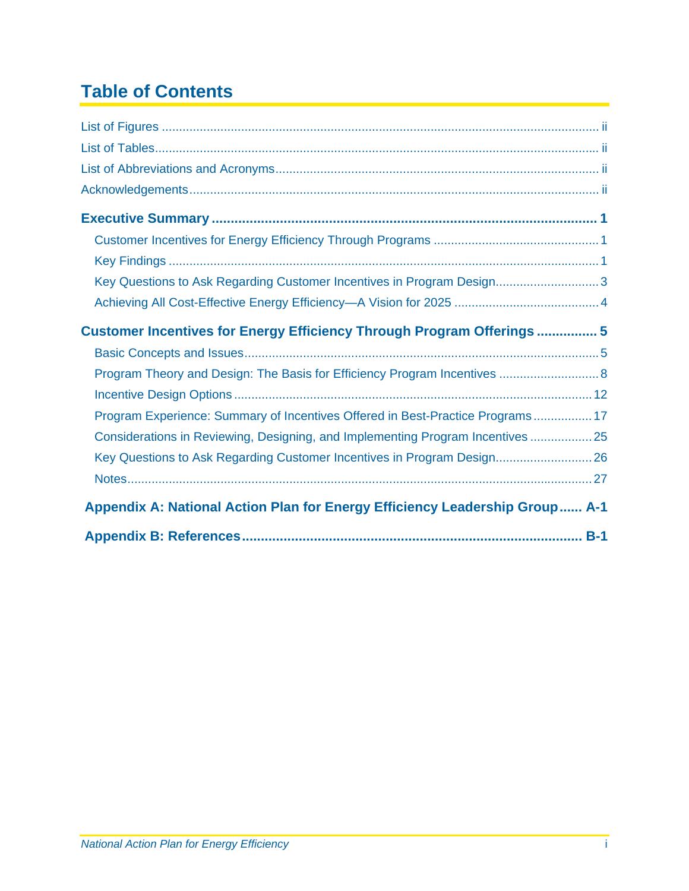# Table of Contents

List of Figures ..... ii

List of Tables ..... ii

List of Abbreviations and Acronyms ..... ii

Acknowledgements ..... ii

**Executive Summary ..... 1**

- Customer Incentives for Energy Efficiency Through Programs ..... 1
- Key Findings ..... 1
- Key Questions to Ask Regarding Customer Incentives in Program Design ..... 3
- Achieving All Cost-Effective Energy Efficiency—A Vision for 2025 ..... 4

**Customer Incentives for Energy Efficiency Through Program Offerings ..... 5**

- Basic Concepts and Issues ..... 5
- Program Theory and Design: The Basis for Efficiency Program Incentives ..... 8
- Incentive Design Options ..... 12
- Program Experience: Summary of Incentives Offered in Best-Practice Programs ..... 17
- Considerations in Reviewing, Designing, and Implementing Program Incentives ..... 25
- Key Questions to Ask Regarding Customer Incentives in Program Design ..... 26
- Notes ..... 27

**Appendix A: National Action Plan for Energy Efficiency Leadership Group ..... A-1**

**Appendix B: References ..... B-1**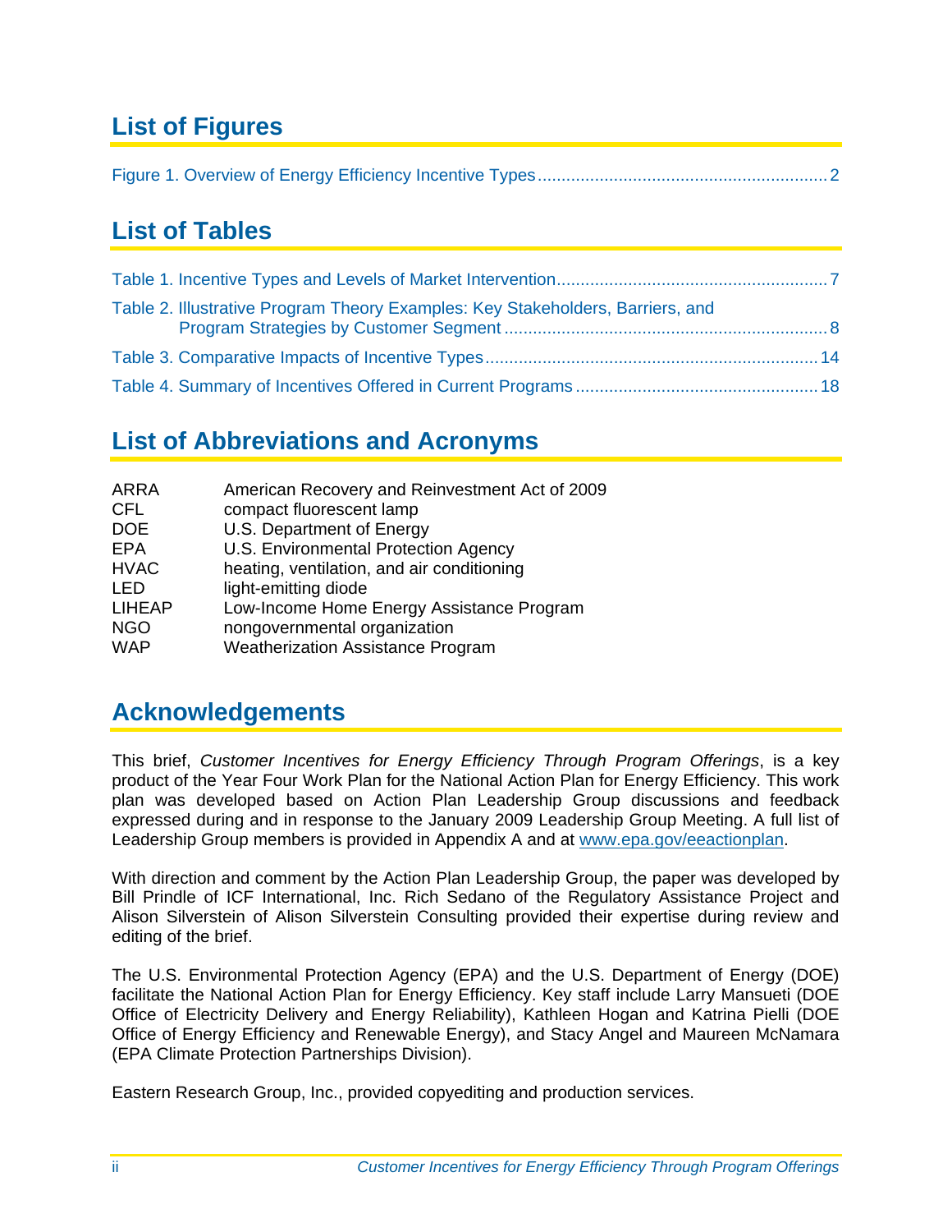## List of Figures

Figure 1. Overview of Energy Efficiency Incentive Types .......... 2

## List of Tables

Table 1. Incentive Types and Levels of Market Intervention .......... 7

Table 2. Illustrative Program Theory Examples: Key Stakeholders, Barriers, and Program Strategies by Customer Segment .......... 8

Table 3. Comparative Impacts of Incentive Types .......... 14

Table 4. Summary of Incentives Offered in Current Programs .......... 18

## List of Abbreviations and Acronyms

| | |
|---|---|
| ARRA | American Recovery and Reinvestment Act of 2009 |
| CFL | compact fluorescent lamp |
| DOE | U.S. Department of Energy |
| EPA | U.S. Environmental Protection Agency |
| HVAC | heating, ventilation, and air conditioning |
| LED | light-emitting diode |
| LIHEAP | Low-Income Home Energy Assistance Program |
| NGO | nongovernmental organization |
| WAP | Weatherization Assistance Program |

## Acknowledgements

This brief, *Customer Incentives for Energy Efficiency Through Program Offerings*, is a key product of the Year Four Work Plan for the National Action Plan for Energy Efficiency. This work plan was developed based on Action Plan Leadership Group discussions and feedback expressed during and in response to the January 2009 Leadership Group Meeting. A full list of Leadership Group members is provided in Appendix A and at www.epa.gov/eeactionplan.

With direction and comment by the Action Plan Leadership Group, the paper was developed by Bill Prindle of ICF International, Inc. Rich Sedano of the Regulatory Assistance Project and Alison Silverstein of Alison Silverstein Consulting provided their expertise during review and editing of the brief.

The U.S. Environmental Protection Agency (EPA) and the U.S. Department of Energy (DOE) facilitate the National Action Plan for Energy Efficiency. Key staff include Larry Mansueti (DOE Office of Electricity Delivery and Energy Reliability), Kathleen Hogan and Katrina Pielli (DOE Office of Energy Efficiency and Renewable Energy), and Stacy Angel and Maureen McNamara (EPA Climate Protection Partnerships Division).

Eastern Research Group, Inc., provided copyediting and production services.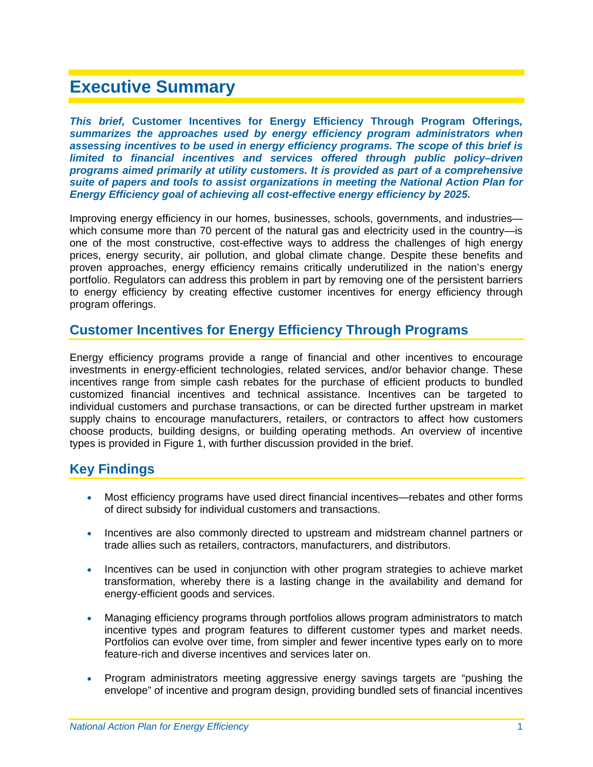# Executive Summary

***This brief,* Customer Incentives for Energy Efficiency Through Program Offerings*, summarizes the approaches used by energy efficiency program administrators when assessing incentives to be used in energy efficiency programs. The scope of this brief is limited to financial incentives and services offered through public policy–driven programs aimed primarily at utility customers. It is provided as part of a comprehensive suite of papers and tools to assist organizations in meeting the National Action Plan for Energy Efficiency goal of achieving all cost-effective energy efficiency by 2025.***

Improving energy efficiency in our homes, businesses, schools, governments, and industries—which consume more than 70 percent of the natural gas and electricity used in the country—is one of the most constructive, cost-effective ways to address the challenges of high energy prices, energy security, air pollution, and global climate change. Despite these benefits and proven approaches, energy efficiency remains critically underutilized in the nation's energy portfolio. Regulators can address this problem in part by removing one of the persistent barriers to energy efficiency by creating effective customer incentives for energy efficiency through program offerings.

## Customer Incentives for Energy Efficiency Through Programs

Energy efficiency programs provide a range of financial and other incentives to encourage investments in energy-efficient technologies, related services, and/or behavior change. These incentives range from simple cash rebates for the purchase of efficient products to bundled customized financial incentives and technical assistance. Incentives can be targeted to individual customers and purchase transactions, or can be directed further upstream in market supply chains to encourage manufacturers, retailers, or contractors to affect how customers choose products, building designs, or building operating methods. An overview of incentive types is provided in Figure 1, with further discussion provided in the brief.

## Key Findings

- Most efficiency programs have used direct financial incentives—rebates and other forms of direct subsidy for individual customers and transactions.
- Incentives are also commonly directed to upstream and midstream channel partners or trade allies such as retailers, contractors, manufacturers, and distributors.
- Incentives can be used in conjunction with other program strategies to achieve market transformation, whereby there is a lasting change in the availability and demand for energy-efficient goods and services.
- Managing efficiency programs through portfolios allows program administrators to match incentive types and program features to different customer types and market needs. Portfolios can evolve over time, from simpler and fewer incentive types early on to more feature-rich and diverse incentives and services later on.
- Program administrators meeting aggressive energy savings targets are "pushing the envelope" of incentive and program design, providing bundled sets of financial incentives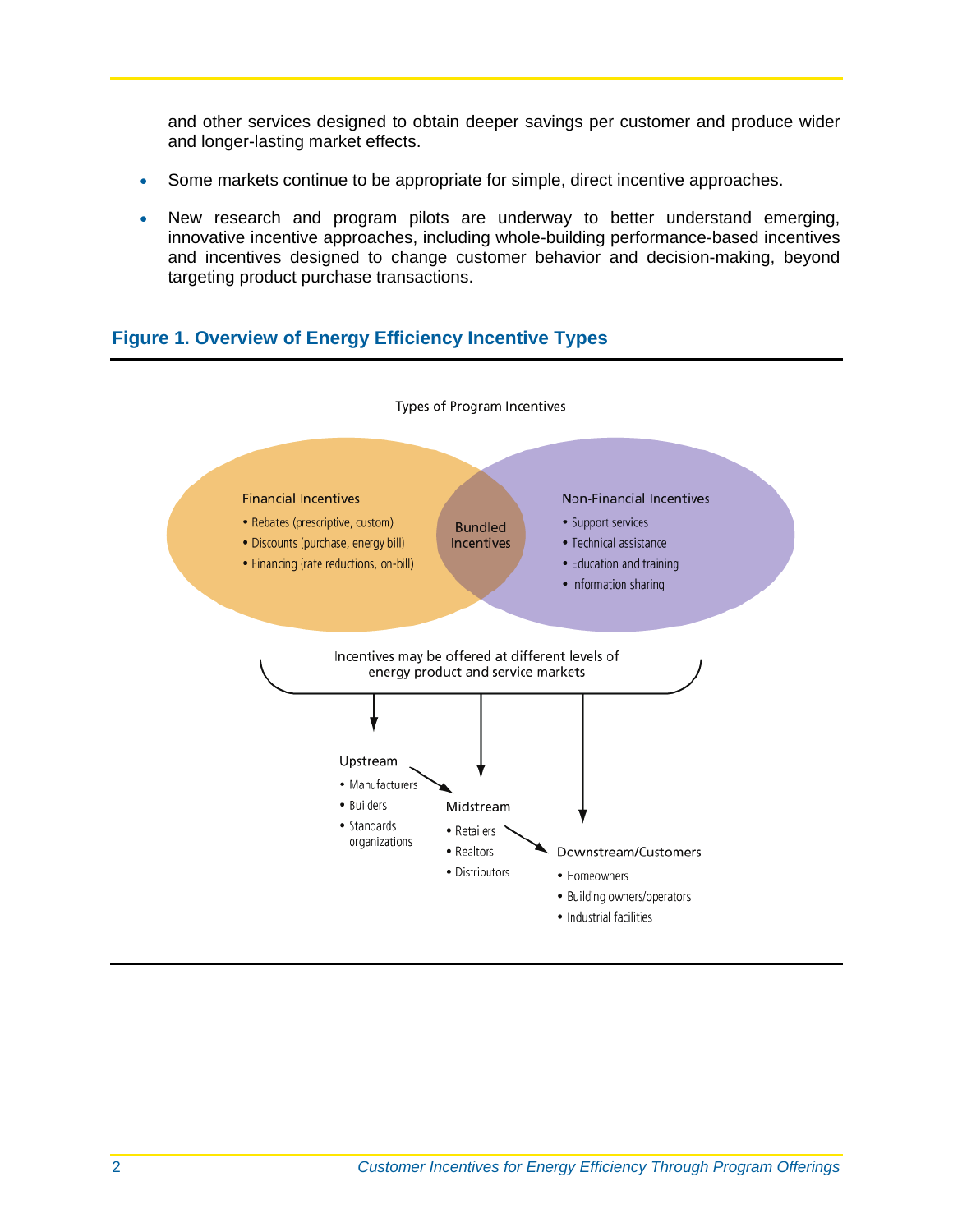and other services designed to obtain deeper savings per customer and produce wider and longer-lasting market effects.

- Some markets continue to be appropriate for simple, direct incentive approaches.
- New research and program pilots are underway to better understand emerging, innovative incentive approaches, including whole-building performance-based incentives and incentives designed to change customer behavior and decision-making, beyond targeting product purchase transactions.

### Figure 1. Overview of Energy Efficiency Incentive Types

Types of Program Incentives

**Financial Incentives**
- Rebates (prescriptive, custom)
- Discounts (purchase, energy bill)
- Financing (rate reductions, on-bill)

**Bundled Incentives**

**Non-Financial Incentives**
- Support services
- Technical assistance
- Education and training
- Information sharing

Incentives may be offered at different levels of energy product and service markets

**Upstream**
- Manufacturers
- Builders
- Standards organizations

**Midstream**
- Retailers
- Realtors
- Distributors

**Downstream/Customers**
- Homeowners
- Building owners/operators
- Industrial facilities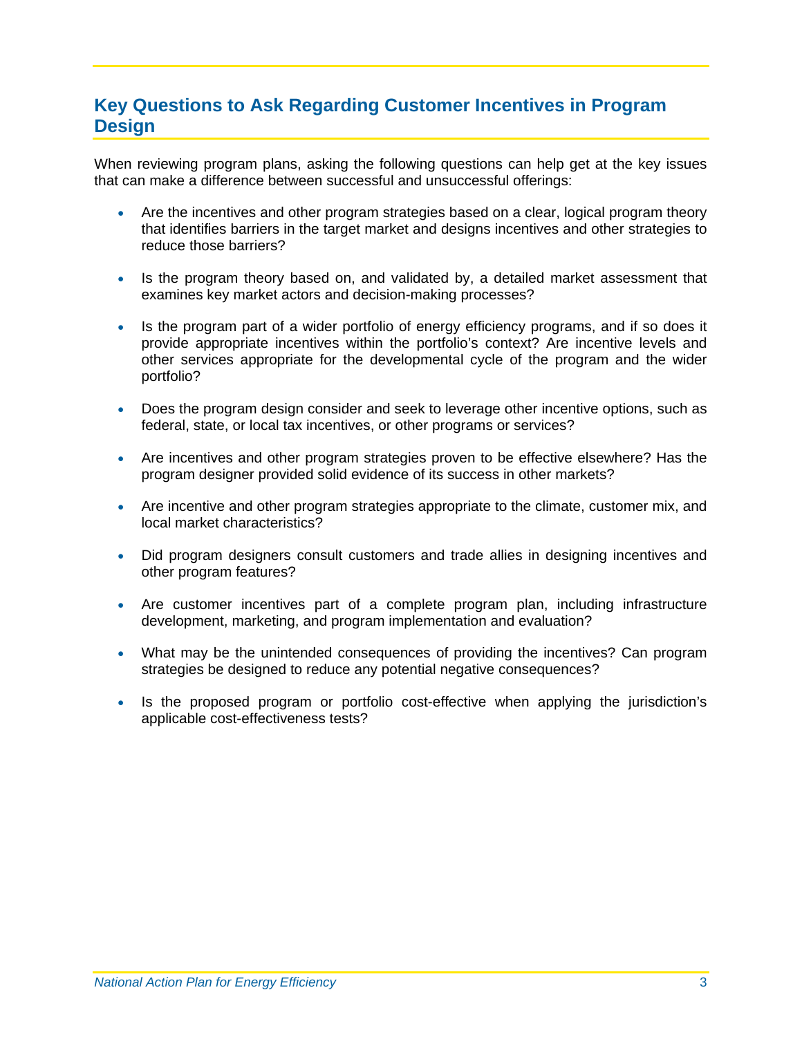## Key Questions to Ask Regarding Customer Incentives in Program Design

When reviewing program plans, asking the following questions can help get at the key issues that can make a difference between successful and unsuccessful offerings:

- Are the incentives and other program strategies based on a clear, logical program theory that identifies barriers in the target market and designs incentives and other strategies to reduce those barriers?

- Is the program theory based on, and validated by, a detailed market assessment that examines key market actors and decision-making processes?

- Is the program part of a wider portfolio of energy efficiency programs, and if so does it provide appropriate incentives within the portfolio's context? Are incentive levels and other services appropriate for the developmental cycle of the program and the wider portfolio?

- Does the program design consider and seek to leverage other incentive options, such as federal, state, or local tax incentives, or other programs or services?

- Are incentives and other program strategies proven to be effective elsewhere? Has the program designer provided solid evidence of its success in other markets?

- Are incentive and other program strategies appropriate to the climate, customer mix, and local market characteristics?

- Did program designers consult customers and trade allies in designing incentives and other program features?

- Are customer incentives part of a complete program plan, including infrastructure development, marketing, and program implementation and evaluation?

- What may be the unintended consequences of providing the incentives? Can program strategies be designed to reduce any potential negative consequences?

- Is the proposed program or portfolio cost-effective when applying the jurisdiction's applicable cost-effectiveness tests?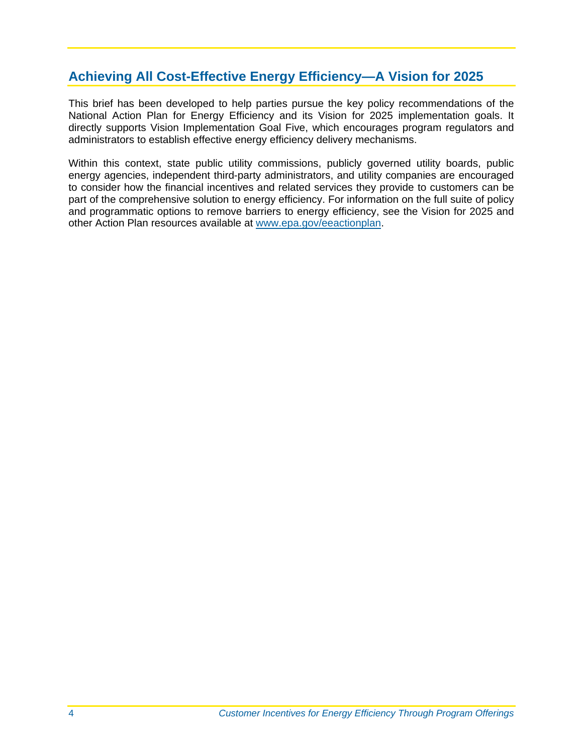## Achieving All Cost-Effective Energy Efficiency—A Vision for 2025

This brief has been developed to help parties pursue the key policy recommendations of the National Action Plan for Energy Efficiency and its Vision for 2025 implementation goals. It directly supports Vision Implementation Goal Five, which encourages program regulators and administrators to establish effective energy efficiency delivery mechanisms.

Within this context, state public utility commissions, publicly governed utility boards, public energy agencies, independent third-party administrators, and utility companies are encouraged to consider how the financial incentives and related services they provide to customers can be part of the comprehensive solution to energy efficiency. For information on the full suite of policy and programmatic options to remove barriers to energy efficiency, see the Vision for 2025 and other Action Plan resources available at [www.epa.gov/eeactionplan](http://www.epa.gov/eeactionplan).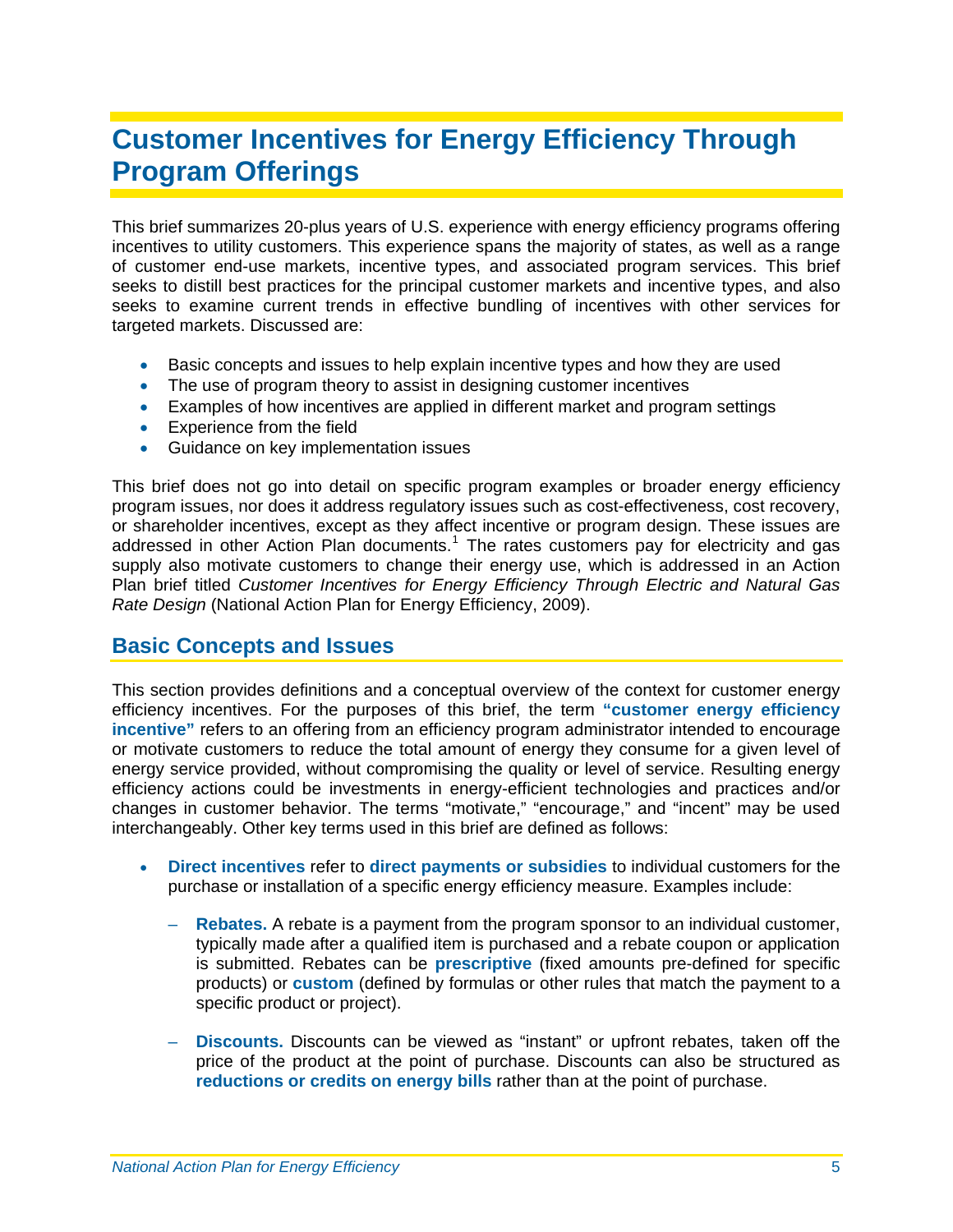# Customer Incentives for Energy Efficiency Through Program Offerings

This brief summarizes 20-plus years of U.S. experience with energy efficiency programs offering incentives to utility customers. This experience spans the majority of states, as well as a range of customer end-use markets, incentive types, and associated program services. This brief seeks to distill best practices for the principal customer markets and incentive types, and also seeks to examine current trends in effective bundling of incentives with other services for targeted markets. Discussed are:

- Basic concepts and issues to help explain incentive types and how they are used
- The use of program theory to assist in designing customer incentives
- Examples of how incentives are applied in different market and program settings
- Experience from the field
- Guidance on key implementation issues

This brief does not go into detail on specific program examples or broader energy efficiency program issues, nor does it address regulatory issues such as cost-effectiveness, cost recovery, or shareholder incentives, except as they affect incentive or program design. These issues are addressed in other Action Plan documents.[1] The rates customers pay for electricity and gas supply also motivate customers to change their energy use, which is addressed in an Action Plan brief titled *Customer Incentives for Energy Efficiency Through Electric and Natural Gas Rate Design* (National Action Plan for Energy Efficiency, 2009).

## Basic Concepts and Issues

This section provides definitions and a conceptual overview of the context for customer energy efficiency incentives. For the purposes of this brief, the term **"customer energy efficiency incentive"** refers to an offering from an efficiency program administrator intended to encourage or motivate customers to reduce the total amount of energy they consume for a given level of energy service provided, without compromising the quality or level of service. Resulting energy efficiency actions could be investments in energy-efficient technologies and practices and/or changes in customer behavior. The terms "motivate," "encourage," and "incent" may be used interchangeably. Other key terms used in this brief are defined as follows:

- **Direct incentives** refer to **direct payments or subsidies** to individual customers for the purchase or installation of a specific energy efficiency measure. Examples include:
  - **Rebates.** A rebate is a payment from the program sponsor to an individual customer, typically made after a qualified item is purchased and a rebate coupon or application is submitted. Rebates can be **prescriptive** (fixed amounts pre-defined for specific products) or **custom** (defined by formulas or other rules that match the payment to a specific product or project).
  - **Discounts.** Discounts can be viewed as "instant" or upfront rebates, taken off the price of the product at the point of purchase. Discounts can also be structured as **reductions or credits on energy bills** rather than at the point of purchase.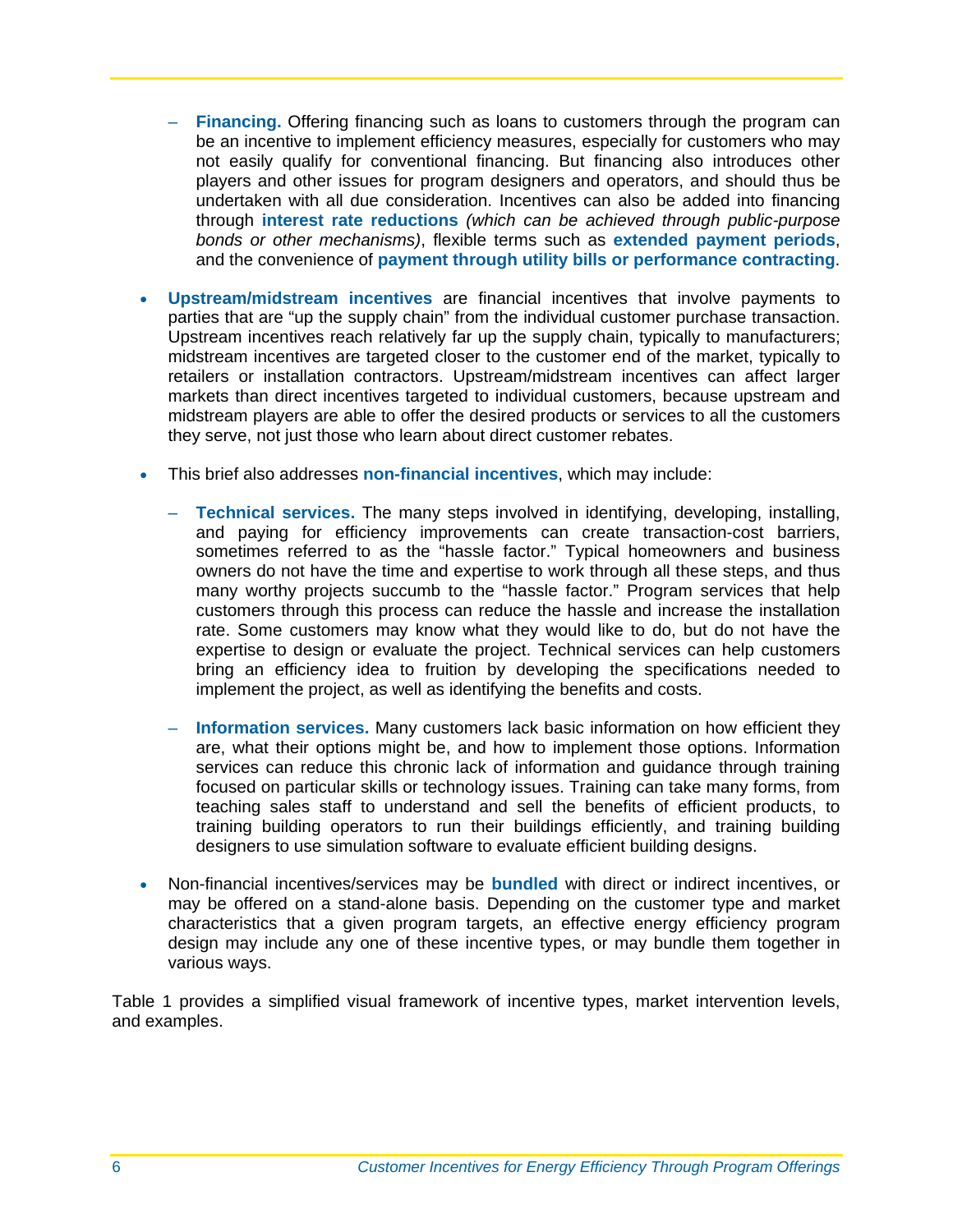- **Financing.** Offering financing such as loans to customers through the program can be an incentive to implement efficiency measures, especially for customers who may not easily qualify for conventional financing. But financing also introduces other players and other issues for program designers and operators, and should thus be undertaken with all due consideration. Incentives can also be added into financing through **interest rate reductions** *(which can be achieved through public-purpose bonds or other mechanisms)*, flexible terms such as **extended payment periods**, and the convenience of **payment through utility bills or performance contracting**.

- **Upstream/midstream incentives** are financial incentives that involve payments to parties that are "up the supply chain" from the individual customer purchase transaction. Upstream incentives reach relatively far up the supply chain, typically to manufacturers; midstream incentives are targeted closer to the customer end of the market, typically to retailers or installation contractors. Upstream/midstream incentives can affect larger markets than direct incentives targeted to individual customers, because upstream and midstream players are able to offer the desired products or services to all the customers they serve, not just those who learn about direct customer rebates.

- This brief also addresses **non-financial incentives**, which may include:

  - **Technical services.** The many steps involved in identifying, developing, installing, and paying for efficiency improvements can create transaction-cost barriers, sometimes referred to as the "hassle factor." Typical homeowners and business owners do not have the time and expertise to work through all these steps, and thus many worthy projects succumb to the "hassle factor." Program services that help customers through this process can reduce the hassle and increase the installation rate. Some customers may know what they would like to do, but do not have the expertise to design or evaluate the project. Technical services can help customers bring an efficiency idea to fruition by developing the specifications needed to implement the project, as well as identifying the benefits and costs.

  - **Information services.** Many customers lack basic information on how efficient they are, what their options might be, and how to implement those options. Information services can reduce this chronic lack of information and guidance through training focused on particular skills or technology issues. Training can take many forms, from teaching sales staff to understand and sell the benefits of efficient products, to training building operators to run their buildings efficiently, and training building designers to use simulation software to evaluate efficient building designs.

- Non-financial incentives/services may be **bundled** with direct or indirect incentives, or may be offered on a stand-alone basis. Depending on the customer type and market characteristics that a given program targets, an effective energy efficiency program design may include any one of these incentive types, or may bundle them together in various ways.

Table 1 provides a simplified visual framework of incentive types, market intervention levels, and examples.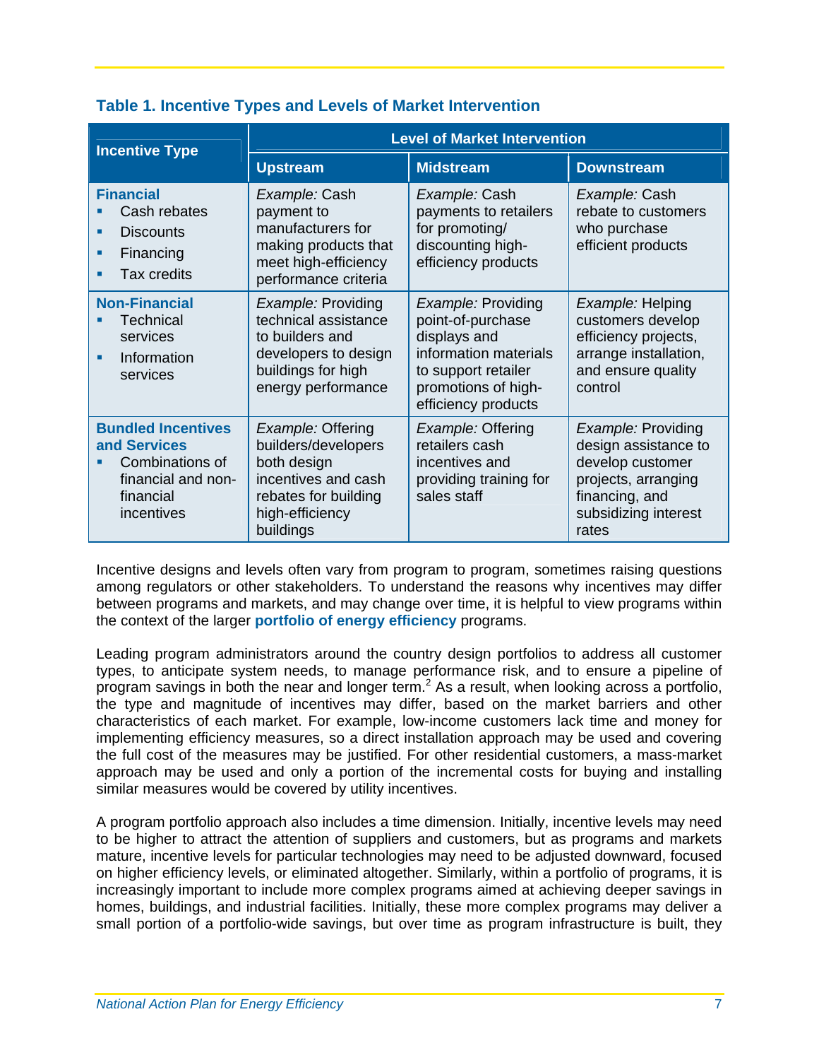**Table 1. Incentive Types and Levels of Market Intervention**

| Incentive Type | Level of Market Intervention | | |
|---|---|---|---|
| | **Upstream** | **Midstream** | **Downstream** |
| **Financial**<br>▪ Cash rebates<br>▪ Discounts<br>▪ Financing<br>▪ Tax credits | *Example:* Cash payment to manufacturers for making products that meet high-efficiency performance criteria | *Example:* Cash payments to retailers for promoting/ discounting high-efficiency products | *Example:* Cash rebate to customers who purchase efficient products |
| **Non-Financial**<br>▪ Technical services<br>▪ Information services | *Example:* Providing technical assistance to builders and developers to design buildings for high energy performance | *Example:* Providing point-of-purchase displays and information materials to support retailer promotions of high-efficiency products | *Example:* Helping customers develop efficiency projects, arrange installation, and ensure quality control |
| **Bundled Incentives and Services**<br>▪ Combinations of financial and non-financial incentives | *Example:* Offering builders/developers both design incentives and cash rebates for building high-efficiency buildings | *Example:* Offering retailers cash incentives and providing training for sales staff | *Example:* Providing design assistance to develop customer projects, arranging financing, and subsidizing interest rates |

Incentive designs and levels often vary from program to program, sometimes raising questions among regulators or other stakeholders. To understand the reasons why incentives may differ between programs and markets, and may change over time, it is helpful to view programs within the context of the larger **portfolio of energy efficiency** programs.

Leading program administrators around the country design portfolios to address all customer types, to anticipate system needs, to manage performance risk, and to ensure a pipeline of program savings in both the near and longer term.[2] As a result, when looking across a portfolio, the type and magnitude of incentives may differ, based on the market barriers and other characteristics of each market. For example, low-income customers lack time and money for implementing efficiency measures, so a direct installation approach may be used and covering the full cost of the measures may be justified. For other residential customers, a mass-market approach may be used and only a portion of the incremental costs for buying and installing similar measures would be covered by utility incentives.

A program portfolio approach also includes a time dimension. Initially, incentive levels may need to be higher to attract the attention of suppliers and customers, but as programs and markets mature, incentive levels for particular technologies may need to be adjusted downward, focused on higher efficiency levels, or eliminated altogether. Similarly, within a portfolio of programs, it is increasingly important to include more complex programs aimed at achieving deeper savings in homes, buildings, and industrial facilities. Initially, these more complex programs may deliver a small portion of a portfolio-wide savings, but over time as program infrastructure is built, they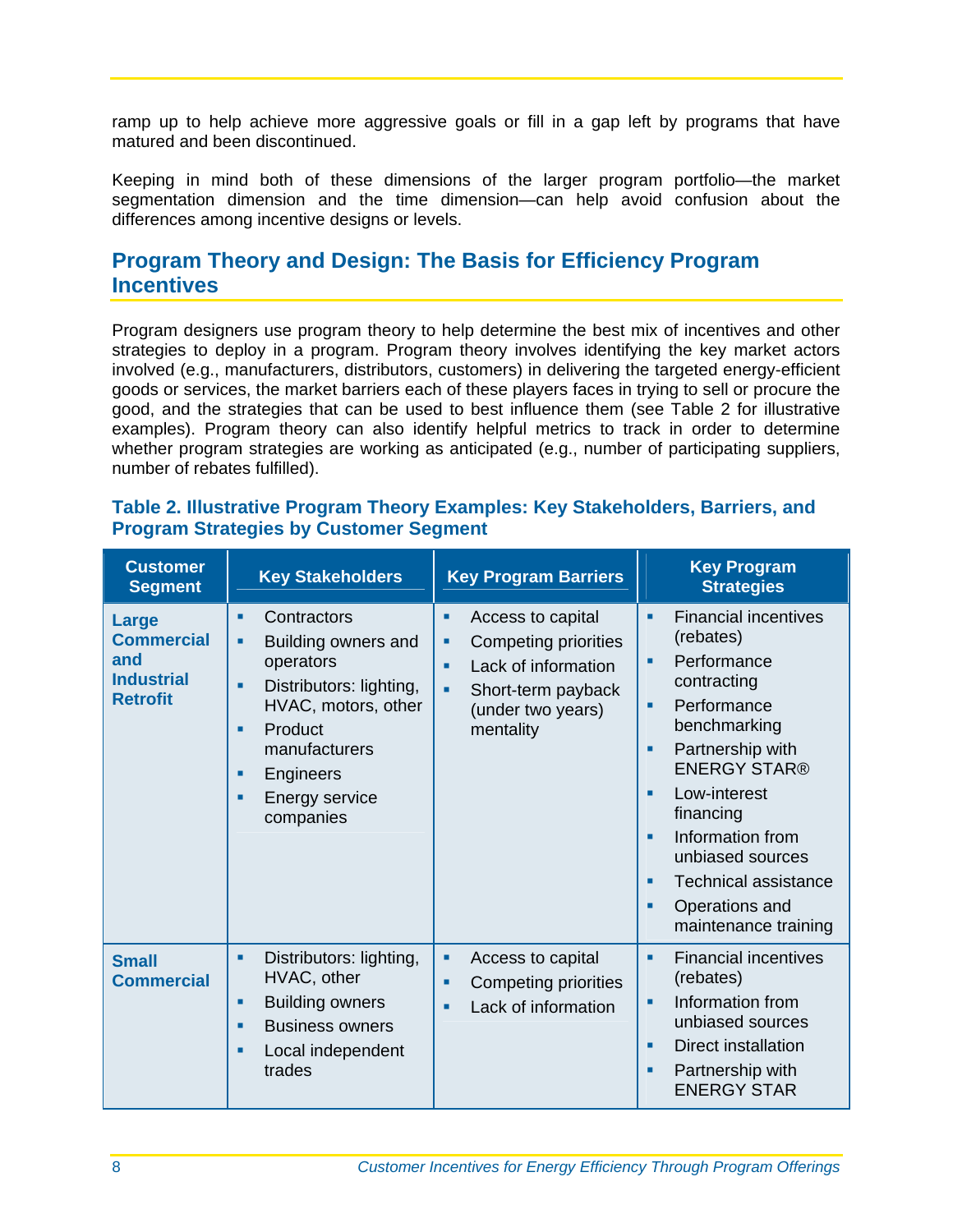ramp up to help achieve more aggressive goals or fill in a gap left by programs that have matured and been discontinued.

Keeping in mind both of these dimensions of the larger program portfolio—the market segmentation dimension and the time dimension—can help avoid confusion about the differences among incentive designs or levels.

## Program Theory and Design: The Basis for Efficiency Program Incentives

Program designers use program theory to help determine the best mix of incentives and other strategies to deploy in a program. Program theory involves identifying the key market actors involved (e.g., manufacturers, distributors, customers) in delivering the targeted energy-efficient goods or services, the market barriers each of these players faces in trying to sell or procure the good, and the strategies that can be used to best influence them (see Table 2 for illustrative examples). Program theory can also identify helpful metrics to track in order to determine whether program strategies are working as anticipated (e.g., number of participating suppliers, number of rebates fulfilled).

**Table 2. Illustrative Program Theory Examples: Key Stakeholders, Barriers, and Program Strategies by Customer Segment**

| Customer Segment | Key Stakeholders | Key Program Barriers | Key Program Strategies |
|---|---|---|---|
| **Large Commercial and Industrial Retrofit** | ▪ Contractors<br>▪ Building owners and operators<br>▪ Distributors: lighting, HVAC, motors, other<br>▪ Product manufacturers<br>▪ Engineers<br>▪ Energy service companies | ▪ Access to capital<br>▪ Competing priorities<br>▪ Lack of information<br>▪ Short-term payback (under two years) mentality | ▪ Financial incentives (rebates)<br>▪ Performance contracting<br>▪ Performance benchmarking<br>▪ Partnership with ENERGY STAR®<br>▪ Low-interest financing<br>▪ Information from unbiased sources<br>▪ Technical assistance<br>▪ Operations and maintenance training |
| **Small Commercial** | ▪ Distributors: lighting, HVAC, other<br>▪ Building owners<br>▪ Business owners<br>▪ Local independent trades | ▪ Access to capital<br>▪ Competing priorities<br>▪ Lack of information | ▪ Financial incentives (rebates)<br>▪ Information from unbiased sources<br>▪ Direct installation<br>▪ Partnership with ENERGY STAR |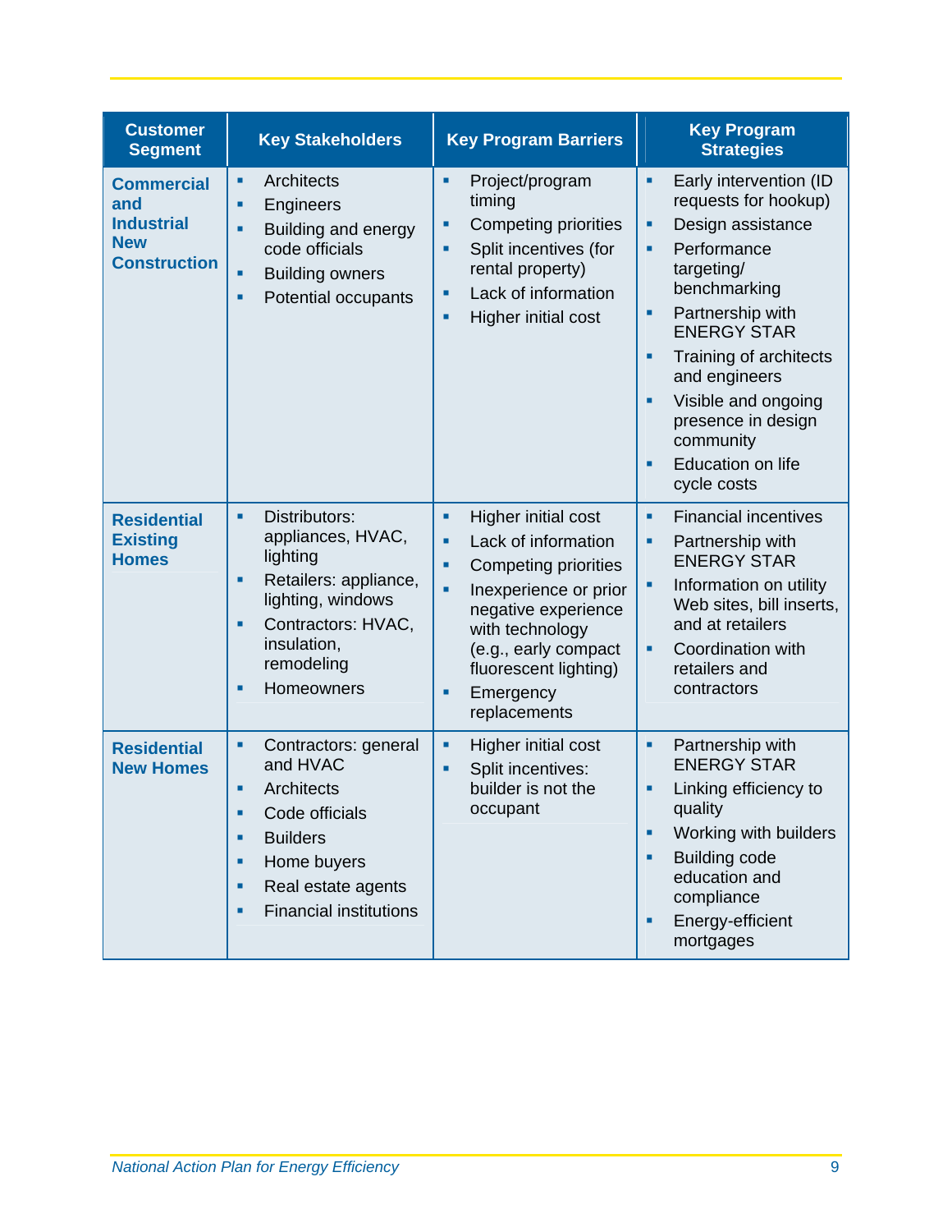| Customer Segment | Key Stakeholders | Key Program Barriers | Key Program Strategies |
|---|---|---|---|
| **Commercial and Industrial New Construction** | ▪ Architects<br>▪ Engineers<br>▪ Building and energy code officials<br>▪ Building owners<br>▪ Potential occupants | ▪ Project/program timing<br>▪ Competing priorities<br>▪ Split incentives (for rental property)<br>▪ Lack of information<br>▪ Higher initial cost | ▪ Early intervention (ID requests for hookup)<br>▪ Design assistance<br>▪ Performance targeting/ benchmarking<br>▪ Partnership with ENERGY STAR<br>▪ Training of architects and engineers<br>▪ Visible and ongoing presence in design community<br>▪ Education on life cycle costs |
| **Residential Existing Homes** | ▪ Distributors: appliances, HVAC, lighting<br>▪ Retailers: appliance, lighting, windows<br>▪ Contractors: HVAC, insulation, remodeling<br>▪ Homeowners | ▪ Higher initial cost<br>▪ Lack of information<br>▪ Competing priorities<br>▪ Inexperience or prior negative experience with technology (e.g., early compact fluorescent lighting)<br>▪ Emergency replacements | ▪ Financial incentives<br>▪ Partnership with ENERGY STAR<br>▪ Information on utility Web sites, bill inserts, and at retailers<br>▪ Coordination with retailers and contractors |
| **Residential New Homes** | ▪ Contractors: general and HVAC<br>▪ Architects<br>▪ Code officials<br>▪ Builders<br>▪ Home buyers<br>▪ Real estate agents<br>▪ Financial institutions | ▪ Higher initial cost<br>▪ Split incentives: builder is not the occupant | ▪ Partnership with ENERGY STAR<br>▪ Linking efficiency to quality<br>▪ Working with builders<br>▪ Building code education and compliance<br>▪ Energy-efficient mortgages |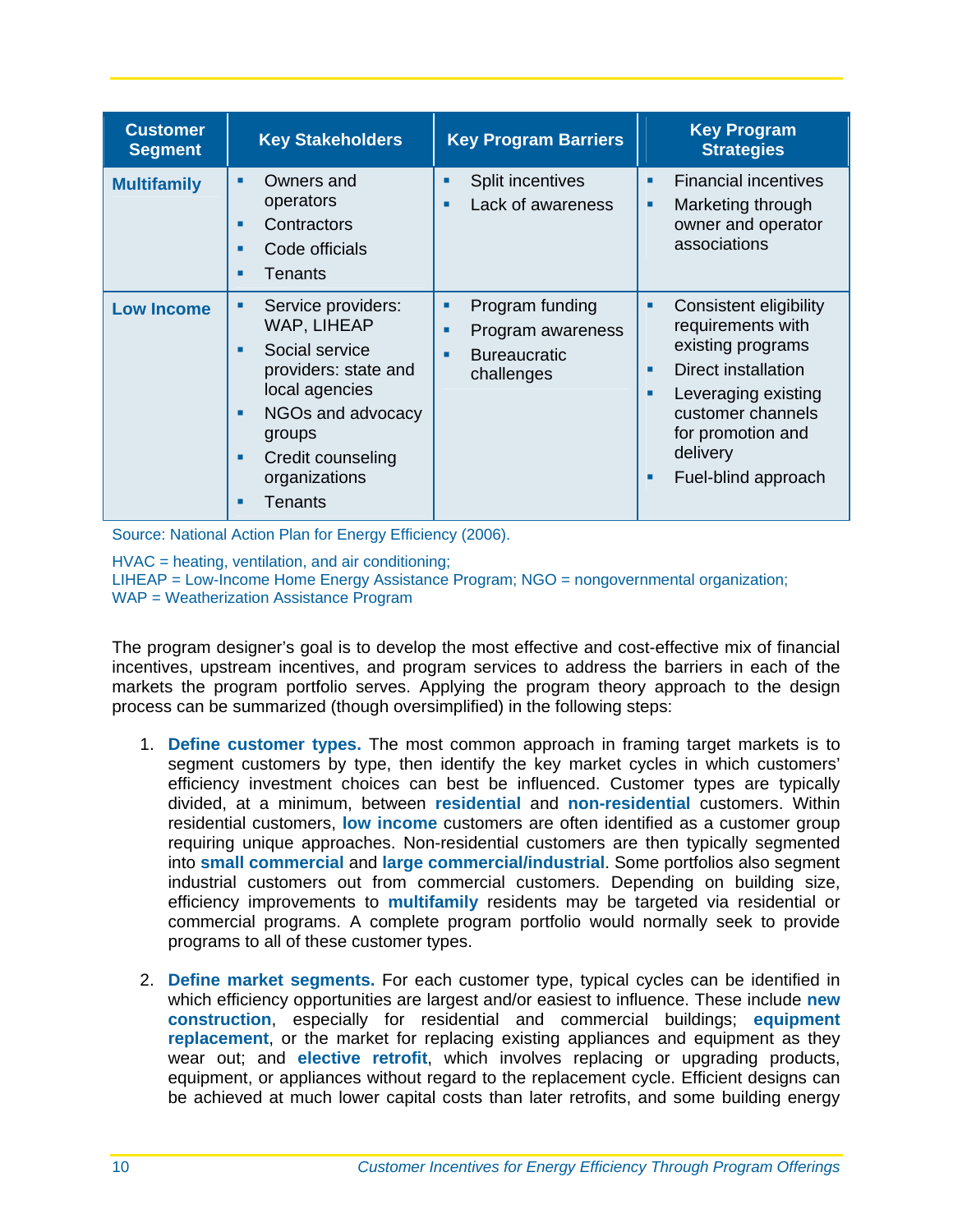| Customer Segment | Key Stakeholders | Key Program Barriers | Key Program Strategies |
|---|---|---|---|
| **Multifamily** | ▪ Owners and operators<br>▪ Contractors<br>▪ Code officials<br>▪ Tenants | ▪ Split incentives<br>▪ Lack of awareness | ▪ Financial incentives<br>▪ Marketing through owner and operator associations |
| **Low Income** | ▪ Service providers: WAP, LIHEAP<br>▪ Social service providers: state and local agencies<br>▪ NGOs and advocacy groups<br>▪ Credit counseling organizations<br>▪ Tenants | ▪ Program funding<br>▪ Program awareness<br>▪ Bureaucratic challenges | ▪ Consistent eligibility requirements with existing programs<br>▪ Direct installation<br>▪ Leveraging existing customer channels for promotion and delivery<br>▪ Fuel-blind approach |

Source: National Action Plan for Energy Efficiency (2006).

HVAC = heating, ventilation, and air conditioning;
LIHEAP = Low-Income Home Energy Assistance Program; NGO = nongovernmental organization;
WAP = Weatherization Assistance Program

The program designer's goal is to develop the most effective and cost-effective mix of financial incentives, upstream incentives, and program services to address the barriers in each of the markets the program portfolio serves. Applying the program theory approach to the design process can be summarized (though oversimplified) in the following steps:

1. **Define customer types.** The most common approach in framing target markets is to segment customers by type, then identify the key market cycles in which customers' efficiency investment choices can best be influenced. Customer types are typically divided, at a minimum, between **residential** and **non-residential** customers. Within residential customers, **low income** customers are often identified as a customer group requiring unique approaches. Non-residential customers are then typically segmented into **small commercial** and **large commercial/industrial**. Some portfolios also segment industrial customers out from commercial customers. Depending on building size, efficiency improvements to **multifamily** residents may be targeted via residential or commercial programs. A complete program portfolio would normally seek to provide programs to all of these customer types.

2. **Define market segments.** For each customer type, typical cycles can be identified in which efficiency opportunities are largest and/or easiest to influence. These include **new construction**, especially for residential and commercial buildings; **equipment replacement**, or the market for replacing existing appliances and equipment as they wear out; and **elective retrofit**, which involves replacing or upgrading products, equipment, or appliances without regard to the replacement cycle. Efficient designs can be achieved at much lower capital costs than later retrofits, and some building energy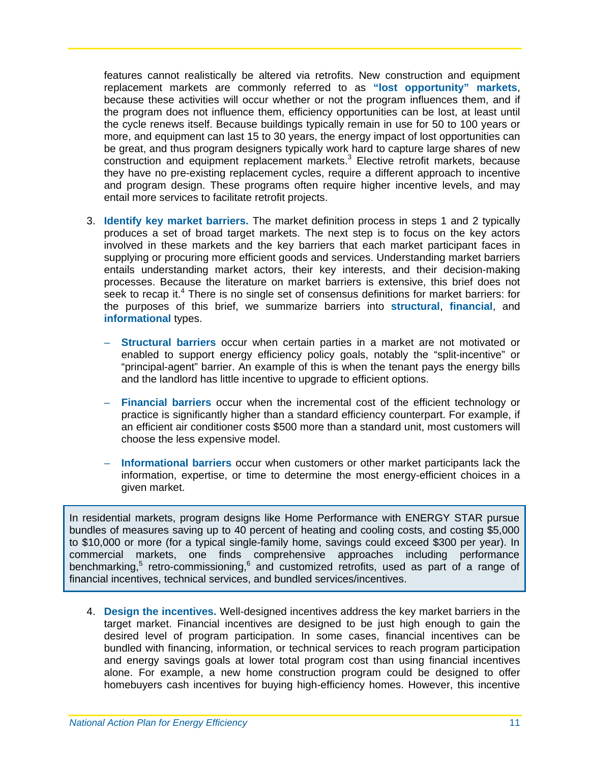features cannot realistically be altered via retrofits. New construction and equipment replacement markets are commonly referred to as **"lost opportunity" markets**, because these activities will occur whether or not the program influences them, and if the program does not influence them, efficiency opportunities can be lost, at least until the cycle renews itself. Because buildings typically remain in use for 50 to 100 years or more, and equipment can last 15 to 30 years, the energy impact of lost opportunities can be great, and thus program designers typically work hard to capture large shares of new construction and equipment replacement markets.[3] Elective retrofit markets, because they have no pre-existing replacement cycles, require a different approach to incentive and program design. These programs often require higher incentive levels, and may entail more services to facilitate retrofit projects.

3. **Identify key market barriers.** The market definition process in steps 1 and 2 typically produces a set of broad target markets. The next step is to focus on the key actors involved in these markets and the key barriers that each market participant faces in supplying or procuring more efficient goods and services. Understanding market barriers entails understanding market actors, their key interests, and their decision-making processes. Because the literature on market barriers is extensive, this brief does not seek to recap it.[4] There is no single set of consensus definitions for market barriers: for the purposes of this brief, we summarize barriers into **structural**, **financial**, and **informational** types.

   – **Structural barriers** occur when certain parties in a market are not motivated or enabled to support energy efficiency policy goals, notably the "split-incentive" or "principal-agent" barrier. An example of this is when the tenant pays the energy bills and the landlord has little incentive to upgrade to efficient options.

   – **Financial barriers** occur when the incremental cost of the efficient technology or practice is significantly higher than a standard efficiency counterpart. For example, if an efficient air conditioner costs $500 more than a standard unit, most customers will choose the less expensive model.

   – **Informational barriers** occur when customers or other market participants lack the information, expertise, or time to determine the most energy-efficient choices in a given market.

> In residential markets, program designs like Home Performance with ENERGY STAR pursue bundles of measures saving up to 40 percent of heating and cooling costs, and costing $5,000 to $10,000 or more (for a typical single-family home, savings could exceed $300 per year). In commercial markets, one finds comprehensive approaches including performance benchmarking,[5] retro-commissioning,[6] and customized retrofits, used as part of a range of financial incentives, technical services, and bundled services/incentives.

4. **Design the incentives.** Well-designed incentives address the key market barriers in the target market. Financial incentives are designed to be just high enough to gain the desired level of program participation. In some cases, financial incentives can be bundled with financing, information, or technical services to reach program participation and energy savings goals at lower total program cost than using financial incentives alone. For example, a new home construction program could be designed to offer homebuyers cash incentives for buying high-efficiency homes. However, this incentive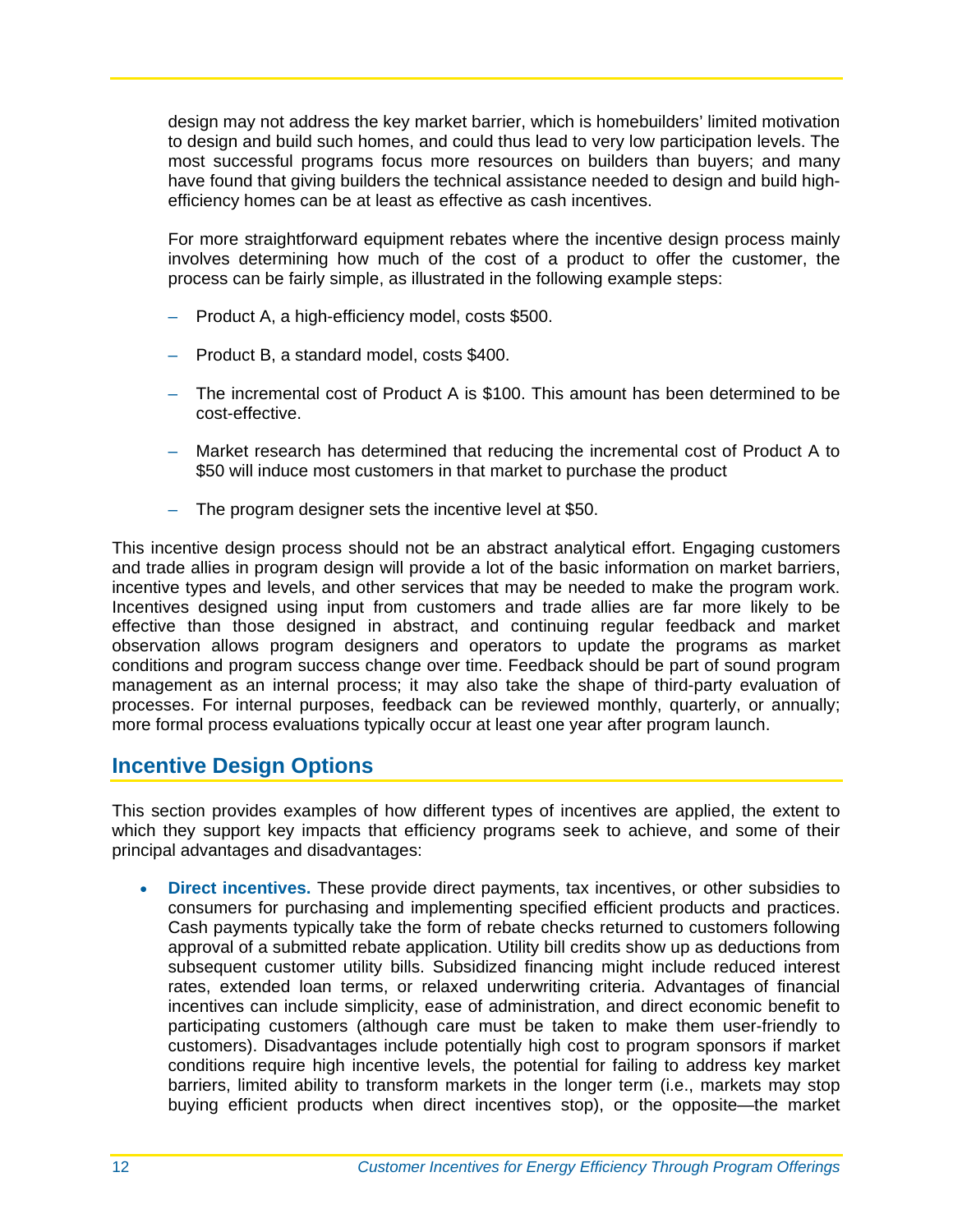design may not address the key market barrier, which is homebuilders' limited motivation to design and build such homes, and could thus lead to very low participation levels. The most successful programs focus more resources on builders than buyers; and many have found that giving builders the technical assistance needed to design and build high-efficiency homes can be at least as effective as cash incentives.

For more straightforward equipment rebates where the incentive design process mainly involves determining how much of the cost of a product to offer the customer, the process can be fairly simple, as illustrated in the following example steps:

- Product A, a high-efficiency model, costs $500.
- Product B, a standard model, costs $400.
- The incremental cost of Product A is $100. This amount has been determined to be cost-effective.
- Market research has determined that reducing the incremental cost of Product A to $50 will induce most customers in that market to purchase the product
- The program designer sets the incentive level at $50.

This incentive design process should not be an abstract analytical effort. Engaging customers and trade allies in program design will provide a lot of the basic information on market barriers, incentive types and levels, and other services that may be needed to make the program work. Incentives designed using input from customers and trade allies are far more likely to be effective than those designed in abstract, and continuing regular feedback and market observation allows program designers and operators to update the programs as market conditions and program success change over time. Feedback should be part of sound program management as an internal process; it may also take the shape of third-party evaluation of processes. For internal purposes, feedback can be reviewed monthly, quarterly, or annually; more formal process evaluations typically occur at least one year after program launch.

## Incentive Design Options

This section provides examples of how different types of incentives are applied, the extent to which they support key impacts that efficiency programs seek to achieve, and some of their principal advantages and disadvantages:

- **Direct incentives.** These provide direct payments, tax incentives, or other subsidies to consumers for purchasing and implementing specified efficient products and practices. Cash payments typically take the form of rebate checks returned to customers following approval of a submitted rebate application. Utility bill credits show up as deductions from subsequent customer utility bills. Subsidized financing might include reduced interest rates, extended loan terms, or relaxed underwriting criteria. Advantages of financial incentives can include simplicity, ease of administration, and direct economic benefit to participating customers (although care must be taken to make them user-friendly to customers). Disadvantages include potentially high cost to program sponsors if market conditions require high incentive levels, the potential for failing to address key market barriers, limited ability to transform markets in the longer term (i.e., markets may stop buying efficient products when direct incentives stop), or the opposite—the market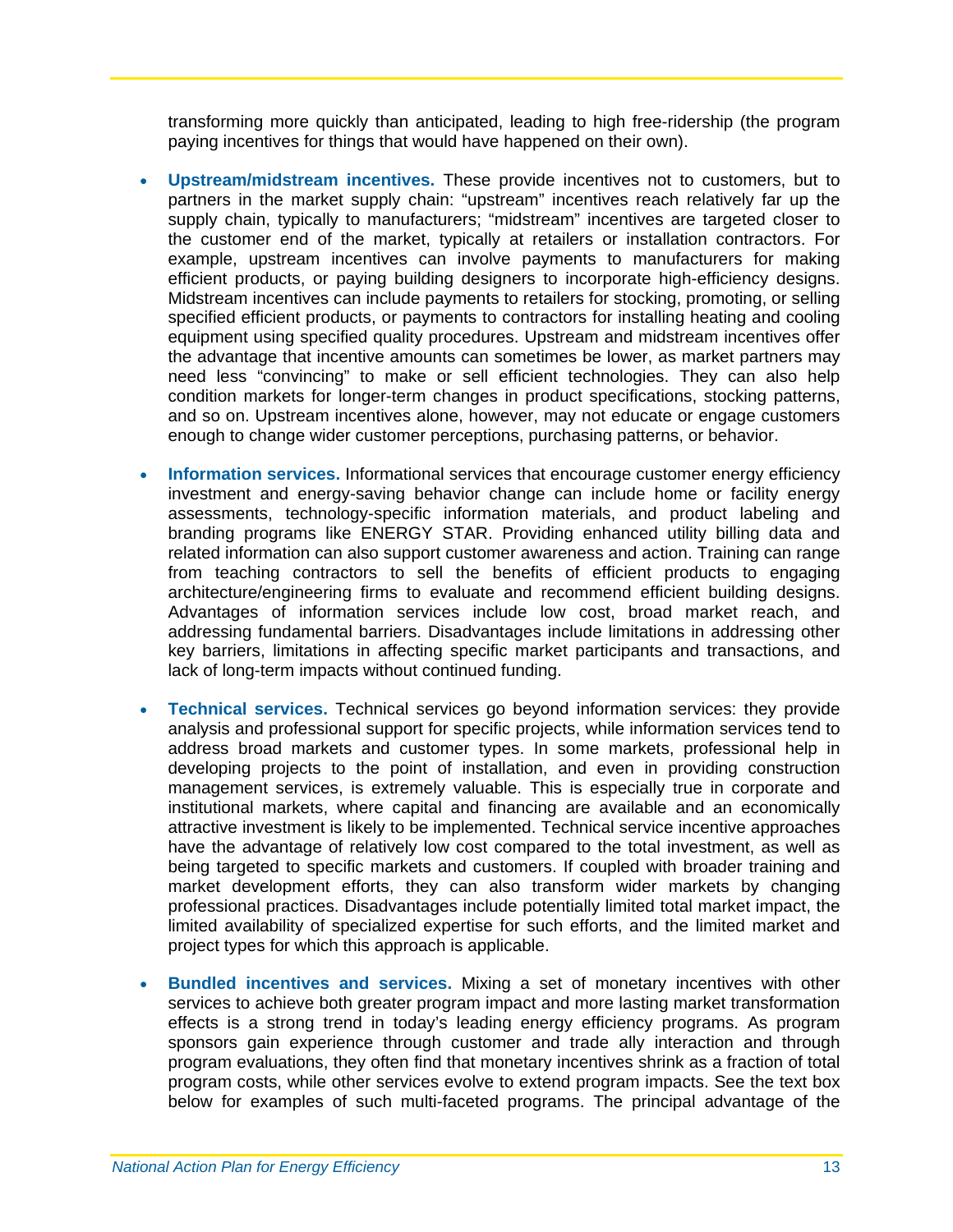transforming more quickly than anticipated, leading to high free-ridership (the program paying incentives for things that would have happened on their own).

- **Upstream/midstream incentives.** These provide incentives not to customers, but to partners in the market supply chain: "upstream" incentives reach relatively far up the supply chain, typically to manufacturers; "midstream" incentives are targeted closer to the customer end of the market, typically at retailers or installation contractors. For example, upstream incentives can involve payments to manufacturers for making efficient products, or paying building designers to incorporate high-efficiency designs. Midstream incentives can include payments to retailers for stocking, promoting, or selling specified efficient products, or payments to contractors for installing heating and cooling equipment using specified quality procedures. Upstream and midstream incentives offer the advantage that incentive amounts can sometimes be lower, as market partners may need less "convincing" to make or sell efficient technologies. They can also help condition markets for longer-term changes in product specifications, stocking patterns, and so on. Upstream incentives alone, however, may not educate or engage customers enough to change wider customer perceptions, purchasing patterns, or behavior.

- **Information services.** Informational services that encourage customer energy efficiency investment and energy-saving behavior change can include home or facility energy assessments, technology-specific information materials, and product labeling and branding programs like ENERGY STAR. Providing enhanced utility billing data and related information can also support customer awareness and action. Training can range from teaching contractors to sell the benefits of efficient products to engaging architecture/engineering firms to evaluate and recommend efficient building designs. Advantages of information services include low cost, broad market reach, and addressing fundamental barriers. Disadvantages include limitations in addressing other key barriers, limitations in affecting specific market participants and transactions, and lack of long-term impacts without continued funding.

- **Technical services.** Technical services go beyond information services: they provide analysis and professional support for specific projects, while information services tend to address broad markets and customer types. In some markets, professional help in developing projects to the point of installation, and even in providing construction management services, is extremely valuable. This is especially true in corporate and institutional markets, where capital and financing are available and an economically attractive investment is likely to be implemented. Technical service incentive approaches have the advantage of relatively low cost compared to the total investment, as well as being targeted to specific markets and customers. If coupled with broader training and market development efforts, they can also transform wider markets by changing professional practices. Disadvantages include potentially limited total market impact, the limited availability of specialized expertise for such efforts, and the limited market and project types for which this approach is applicable.

- **Bundled incentives and services.** Mixing a set of monetary incentives with other services to achieve both greater program impact and more lasting market transformation effects is a strong trend in today's leading energy efficiency programs. As program sponsors gain experience through customer and trade ally interaction and through program evaluations, they often find that monetary incentives shrink as a fraction of total program costs, while other services evolve to extend program impacts. See the text box below for examples of such multi-faceted programs. The principal advantage of the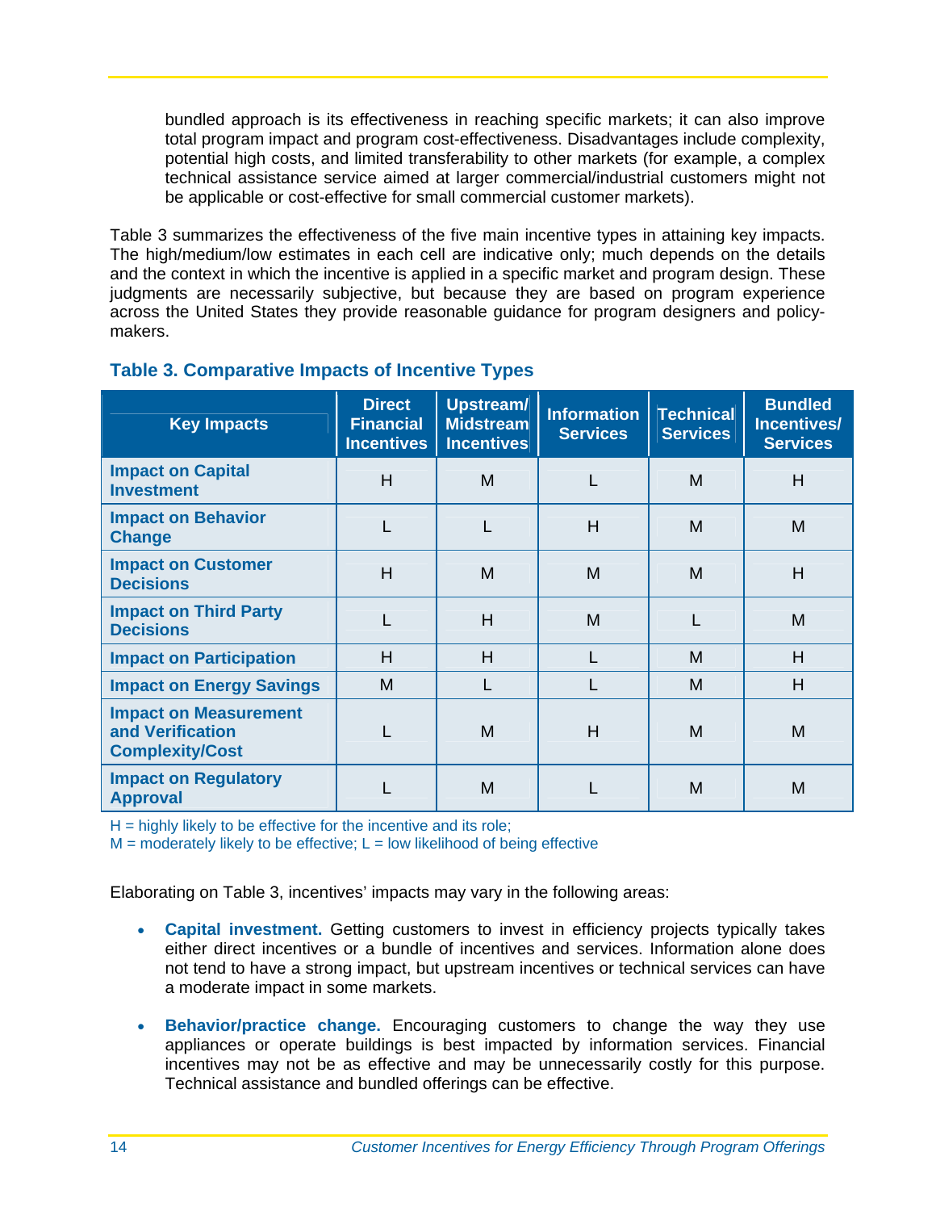bundled approach is its effectiveness in reaching specific markets; it can also improve total program impact and program cost-effectiveness. Disadvantages include complexity, potential high costs, and limited transferability to other markets (for example, a complex technical assistance service aimed at larger commercial/industrial customers might not be applicable or cost-effective for small commercial customer markets).

Table 3 summarizes the effectiveness of the five main incentive types in attaining key impacts. The high/medium/low estimates in each cell are indicative only; much depends on the details and the context in which the incentive is applied in a specific market and program design. These judgments are necessarily subjective, but because they are based on program experience across the United States they provide reasonable guidance for program designers and policy-makers.

### Table 3. Comparative Impacts of Incentive Types

| Key Impacts | Direct Financial Incentives | Upstream/ Midstream Incentives | Information Services | Technical Services | Bundled Incentives/ Services |
|---|---|---|---|---|---|
| **Impact on Capital Investment** | H | M | L | M | H |
| **Impact on Behavior Change** | L | L | H | M | M |
| **Impact on Customer Decisions** | H | M | M | M | H |
| **Impact on Third Party Decisions** | L | H | M | L | M |
| **Impact on Participation** | H | H | L | M | H |
| **Impact on Energy Savings** | M | L | L | M | H |
| **Impact on Measurement and Verification Complexity/Cost** | L | M | H | M | M |
| **Impact on Regulatory Approval** | L | M | L | M | M |

H = highly likely to be effective for the incentive and its role;
M = moderately likely to be effective; L = low likelihood of being effective

Elaborating on Table 3, incentives' impacts may vary in the following areas:

- **Capital investment.** Getting customers to invest in efficiency projects typically takes either direct incentives or a bundle of incentives and services. Information alone does not tend to have a strong impact, but upstream incentives or technical services can have a moderate impact in some markets.

- **Behavior/practice change.** Encouraging customers to change the way they use appliances or operate buildings is best impacted by information services. Financial incentives may not be as effective and may be unnecessarily costly for this purpose. Technical assistance and bundled offerings can be effective.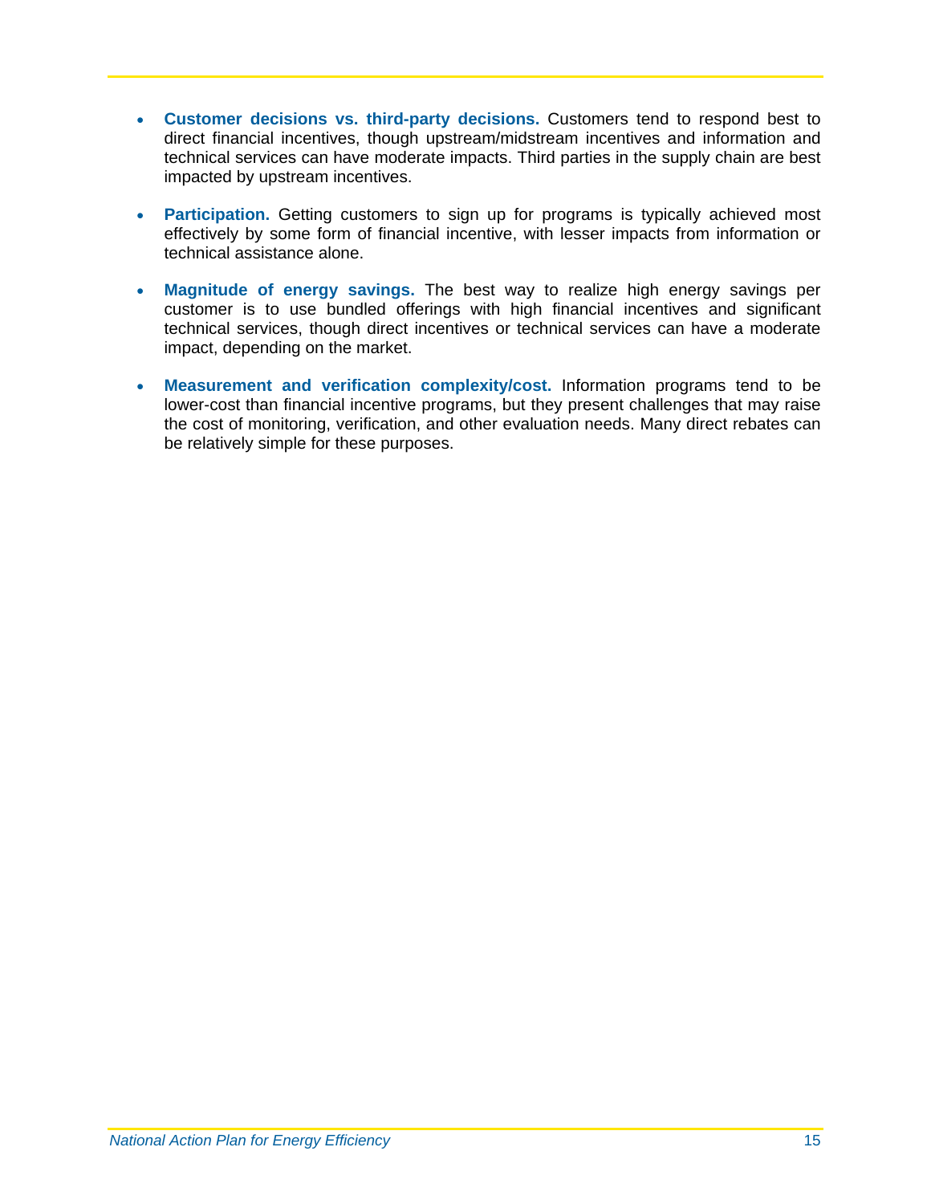- **Customer decisions vs. third-party decisions.** Customers tend to respond best to direct financial incentives, though upstream/midstream incentives and information and technical services can have moderate impacts. Third parties in the supply chain are best impacted by upstream incentives.

- **Participation.** Getting customers to sign up for programs is typically achieved most effectively by some form of financial incentive, with lesser impacts from information or technical assistance alone.

- **Magnitude of energy savings.** The best way to realize high energy savings per customer is to use bundled offerings with high financial incentives and significant technical services, though direct incentives or technical services can have a moderate impact, depending on the market.

- **Measurement and verification complexity/cost.** Information programs tend to be lower-cost than financial incentive programs, but they present challenges that may raise the cost of monitoring, verification, and other evaluation needs. Many direct rebates can be relatively simple for these purposes.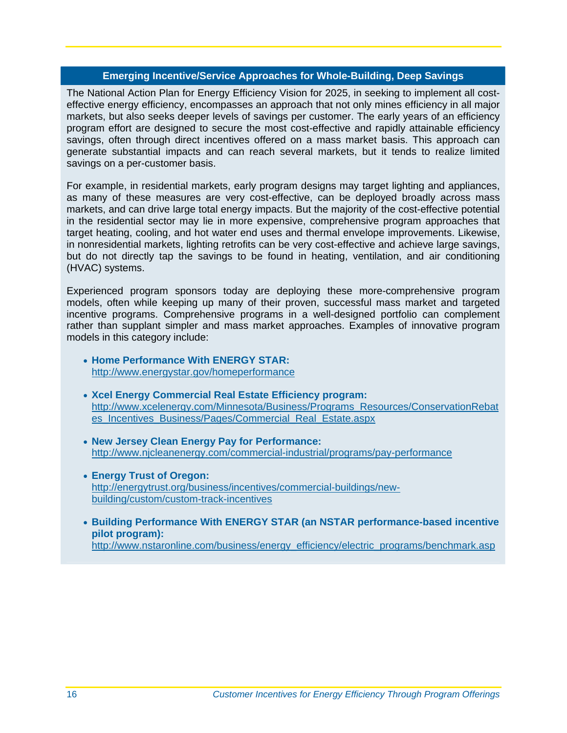## Emerging Incentive/Service Approaches for Whole-Building, Deep Savings

The National Action Plan for Energy Efficiency Vision for 2025, in seeking to implement all cost-effective energy efficiency, encompasses an approach that not only mines efficiency in all major markets, but also seeks deeper levels of savings per customer. The early years of an efficiency program effort are designed to secure the most cost-effective and rapidly attainable efficiency savings, often through direct incentives offered on a mass market basis. This approach can generate substantial impacts and can reach several markets, but it tends to realize limited savings on a per-customer basis.

For example, in residential markets, early program designs may target lighting and appliances, as many of these measures are very cost-effective, can be deployed broadly across mass markets, and can drive large total energy impacts. But the majority of the cost-effective potential in the residential sector may lie in more expensive, comprehensive program approaches that target heating, cooling, and hot water end uses and thermal envelope improvements. Likewise, in nonresidential markets, lighting retrofits can be very cost-effective and achieve large savings, but do not directly tap the savings to be found in heating, ventilation, and air conditioning (HVAC) systems.

Experienced program sponsors today are deploying these more-comprehensive program models, often while keeping up many of their proven, successful mass market and targeted incentive programs. Comprehensive programs in a well-designed portfolio can complement rather than supplant simpler and mass market approaches. Examples of innovative program models in this category include:

- **Home Performance With ENERGY STAR:**
  http://www.energystar.gov/homeperformance
- **Xcel Energy Commercial Real Estate Efficiency program:**
  http://www.xcelenergy.com/Minnesota/Business/Programs_Resources/ConservationRebates_Incentives_Business/Pages/Commercial_Real_Estate.aspx
- **New Jersey Clean Energy Pay for Performance:**
  http://www.njcleanenergy.com/commercial-industrial/programs/pay-performance
- **Energy Trust of Oregon:**
  http://energytrust.org/business/incentives/commercial-buildings/new-building/custom/custom-track-incentives
- **Building Performance With ENERGY STAR (an NSTAR performance-based incentive pilot program):**
  http://www.nstaronline.com/business/energy_efficiency/electric_programs/benchmark.asp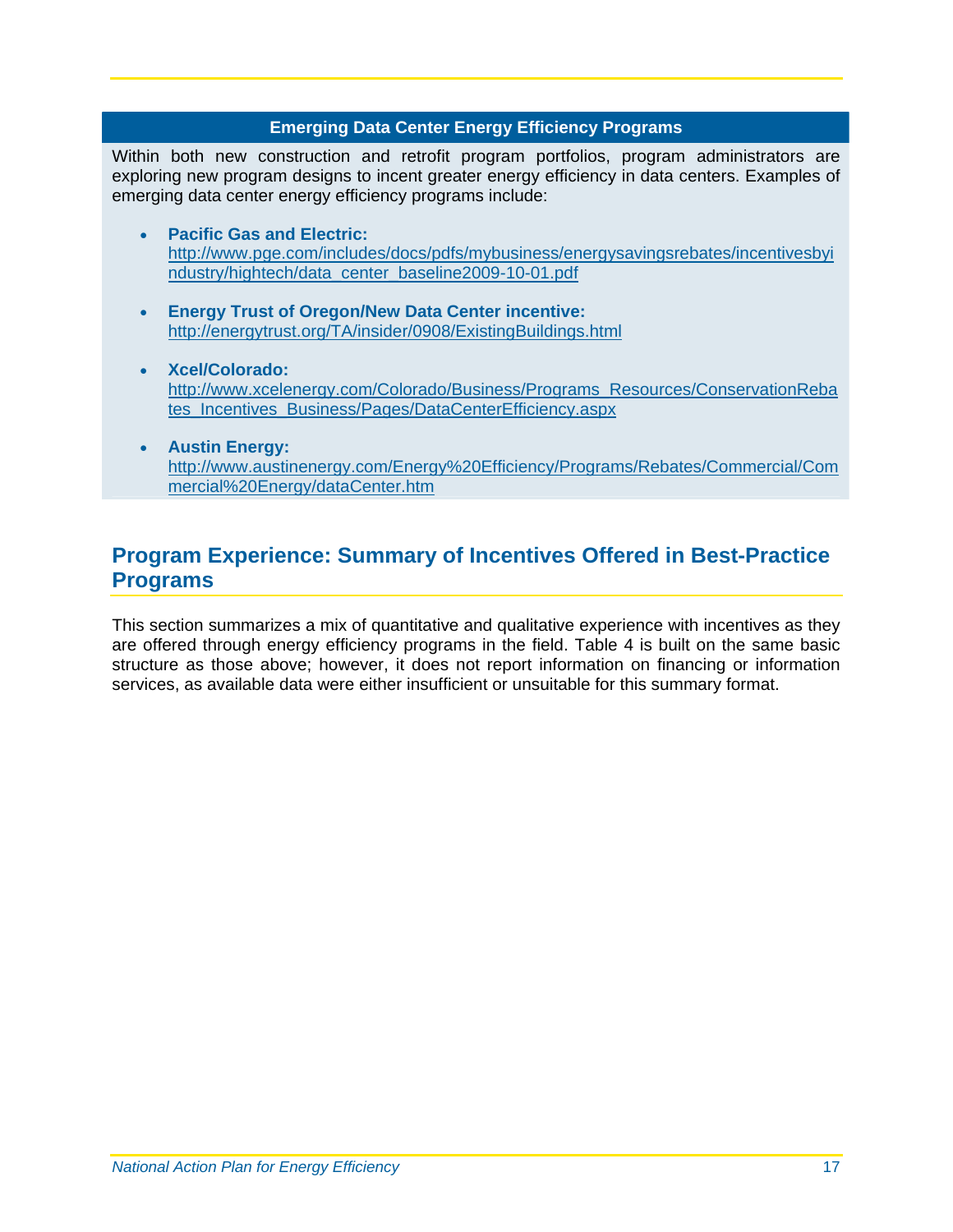### Emerging Data Center Energy Efficiency Programs

Within both new construction and retrofit program portfolios, program administrators are exploring new program designs to incent greater energy efficiency in data centers. Examples of emerging data center energy efficiency programs include:

- **Pacific Gas and Electric:** http://www.pge.com/includes/docs/pdfs/mybusiness/energysavingsrebates/incentivesbyindustry/hightech/data_center_baseline2009-10-01.pdf
- **Energy Trust of Oregon/New Data Center incentive:** http://energytrust.org/TA/insider/0908/ExistingBuildings.html
- **Xcel/Colorado:** http://www.xcelenergy.com/Colorado/Business/Programs_Resources/ConservationRebates_Incentives_Business/Pages/DataCenterEfficiency.aspx
- **Austin Energy:** http://www.austinenergy.com/Energy%20Efficiency/Programs/Rebates/Commercial/Commercial%20Energy/dataCenter.htm

## Program Experience: Summary of Incentives Offered in Best-Practice Programs

This section summarizes a mix of quantitative and qualitative experience with incentives as they are offered through energy efficiency programs in the field. Table 4 is built on the same basic structure as those above; however, it does not report information on financing or information services, as available data were either insufficient or unsuitable for this summary format.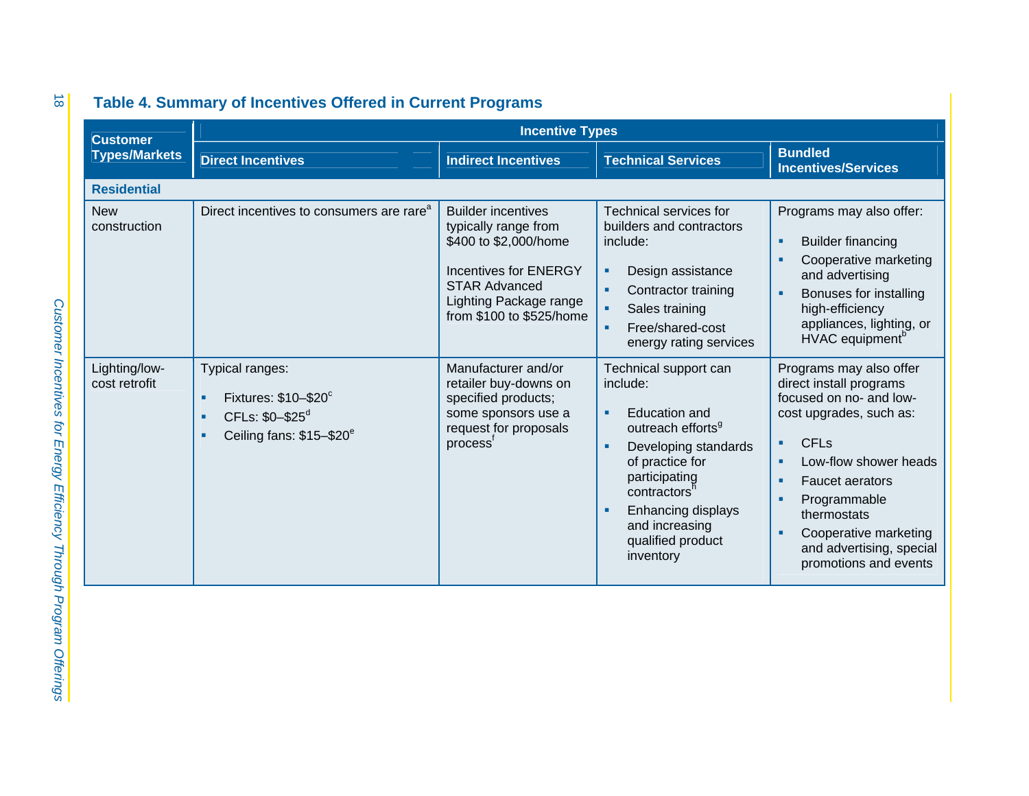## Table 4. Summary of Incentives Offered in Current Programs

| Customer Types/Markets | Incentive Types | | | |
|---|---|---|---|---|
| | **Direct Incentives** | **Indirect Incentives** | **Technical Services** | **Bundled Incentives/Services** |
| **Residential** | | | | |
| New construction | Direct incentives to consumers are rare[a] | Builder incentives typically range from $400 to $2,000/home<br><br>Incentives for ENERGY STAR Advanced Lighting Package range from $100 to $525/home | Technical services for builders and contractors include:<br>▪ Design assistance<br>▪ Contractor training<br>▪ Sales training<br>▪ Free/shared-cost energy rating services | Programs may also offer:<br>▪ Builder financing<br>▪ Cooperative marketing and advertising<br>▪ Bonuses for installing high-efficiency appliances, lighting, or HVAC equipment[b] |
| Lighting/low-cost retrofit | Typical ranges:<br>▪ Fixtures: $10–$20[c]<br>▪ CFLs: $0–$25[d]<br>▪ Ceiling fans: $15–$20[e] | Manufacturer and/or retailer buy-downs on specified products; some sponsors use a request for proposals process[f] | Technical support can include:<br>▪ Education and outreach efforts[g]<br>▪ Developing standards of practice for participating contractors[h]<br>▪ Enhancing displays and increasing qualified product inventory | Programs may also offer direct install programs focused on no- and low-cost upgrades, such as:<br>▪ CFLs<br>▪ Low-flow shower heads<br>▪ Faucet aerators<br>▪ Programmable thermostats<br>▪ Cooperative marketing and advertising, special promotions and events |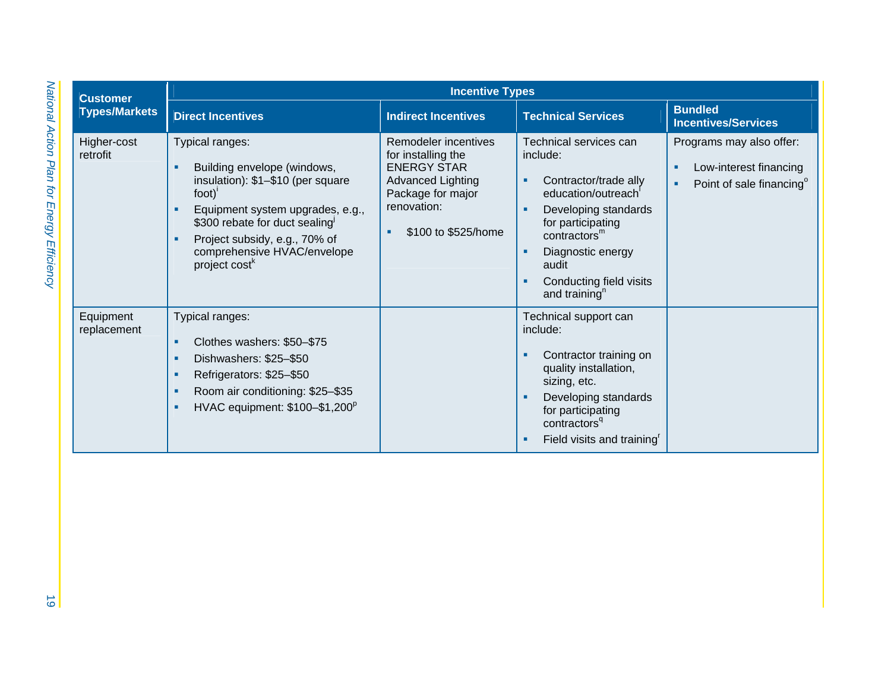| Customer Types/Markets | Incentive Types | | | |
|---|---|---|---|---|
| | **Direct Incentives** | **Indirect Incentives** | **Technical Services** | **Bundled Incentives/Services** |
| Higher-cost retrofit | Typical ranges:<br>▪ Building envelope (windows, insulation): $1–$10 (per square foot)[i]<br>▪ Equipment system upgrades, e.g., $300 rebate for duct sealing[j]<br>▪ Project subsidy, e.g., 70% of comprehensive HVAC/envelope project cost[k] | Remodeler incentives for installing the ENERGY STAR Advanced Lighting Package for major renovation:<br>▪ $100 to $525/home | Technical services can include:<br>▪ Contractor/trade ally education/outreach[l]<br>▪ Developing standards for participating contractors[m]<br>▪ Diagnostic energy audit<br>▪ Conducting field visits and training[n] | Programs may also offer:<br>▪ Low-interest financing<br>▪ Point of sale financing[o] |
| Equipment replacement | Typical ranges:<br>▪ Clothes washers: $50–$75<br>▪ Dishwashers: $25–$50<br>▪ Refrigerators: $25–$50<br>▪ Room air conditioning: $25–$35<br>▪ HVAC equipment: $100–$1,200[p] | | Technical support can include:<br>▪ Contractor training on quality installation, sizing, etc.<br>▪ Developing standards for participating contractors[q]<br>▪ Field visits and training[r] | |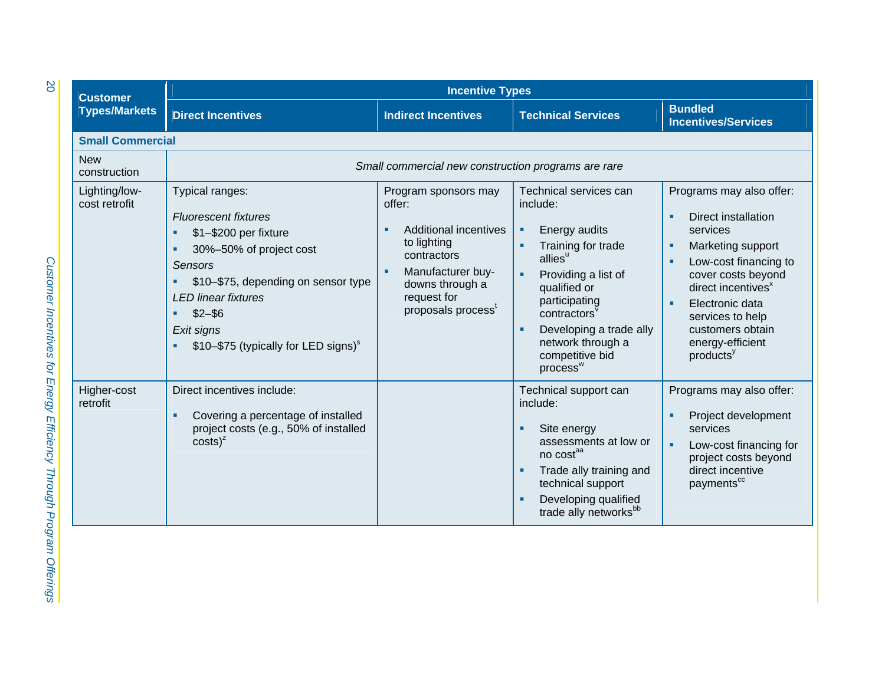| Customer Types/Markets | Incentive Types | | | |
|---|---|---|---|---|
| | Direct Incentives | Indirect Incentives | Technical Services | Bundled Incentives/Services |
| **Small Commercial** | | | | |
| New construction | *Small commercial new construction programs are rare* | | | |
| Lighting/low-cost retrofit | Typical ranges:<br><br>*Fluorescent fixtures*<br>▪ $1–$200 per fixture<br>▪ 30%–50% of project cost<br>*Sensors*<br>▪ $10–$75, depending on sensor type<br>*LED linear fixtures*<br>▪ $2–$6<br>*Exit signs*<br>▪ $10–$75 (typically for LED signs)[s] | Program sponsors may offer:<br><br>▪ Additional incentives to lighting contractors<br>▪ Manufacturer buy-downs through a request for proposals process[t] | Technical services can include:<br><br>▪ Energy audits<br>▪ Training for trade allies[u]<br>▪ Providing a list of qualified or participating contractors[v]<br>▪ Developing a trade ally network through a competitive bid process[w] | Programs may also offer:<br><br>▪ Direct installation services<br>▪ Marketing support<br>▪ Low-cost financing to cover costs beyond direct incentives[x]<br>▪ Electronic data services to help customers obtain energy-efficient products[y] |
| Higher-cost retrofit | Direct incentives include:<br><br>▪ Covering a percentage of installed project costs (e.g., 50% of installed costs)[z] | | Technical support can include:<br><br>▪ Site energy assessments at low or no cost[aa]<br>▪ Trade ally training and technical support<br>▪ Developing qualified trade ally networks[bb] | Programs may also offer:<br><br>▪ Project development services<br>▪ Low-cost financing for project costs beyond direct incentive payments[cc] |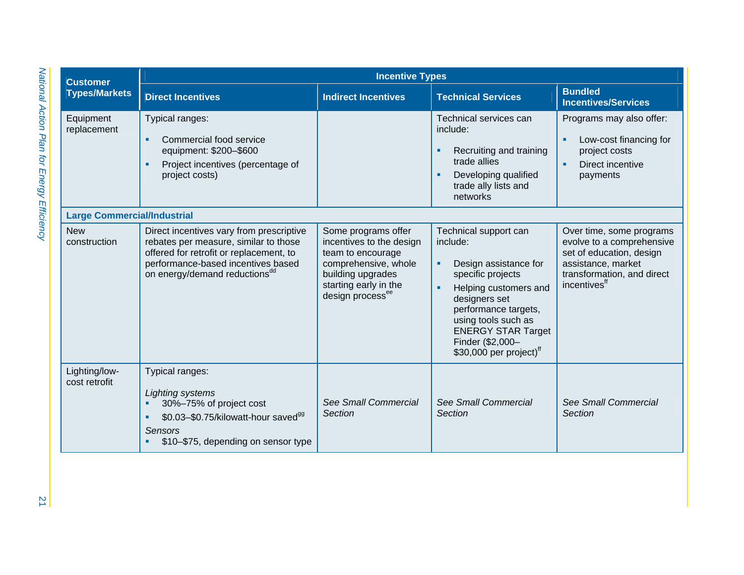| Customer Types/Markets | Incentive Types | | | |
|---|---|---|---|---|
| | Direct Incentives | Indirect Incentives | Technical Services | Bundled Incentives/Services |
| Equipment replacement | Typical ranges:<br>▪ Commercial food service equipment: $200–$600<br>▪ Project incentives (percentage of project costs) | | Technical services can include:<br>▪ Recruiting and training trade allies<br>▪ Developing qualified trade ally lists and networks | Programs may also offer:<br>▪ Low-cost financing for project costs<br>▪ Direct incentive payments |
| **Large Commercial/Industrial** | | | | |
| New construction | Direct incentives vary from prescriptive rebates per measure, similar to those offered for retrofit or replacement, to performance-based incentives based on energy/demand reductions[dd] | Some programs offer incentives to the design team to encourage comprehensive, whole building upgrades starting early in the design process[ee] | Technical support can include:<br>▪ Design assistance for specific projects<br>▪ Helping customers and designers set performance targets, using tools such as ENERGY STAR Target Finder ($2,000–$30,000 per project)[ff] | Over time, some programs evolve to a comprehensive set of education, design assistance, market transformation, and direct incentives[ff] |
| Lighting/low-cost retrofit | Typical ranges:<br>*Lighting systems*<br>▪ 30%–75% of project cost<br>▪ $0.03–$0.75/kilowatt-hour saved[gg]<br>*Sensors*<br>▪ $10–$75, depending on sensor type | *See Small Commercial Section* | *See Small Commercial Section* | *See Small Commercial Section* |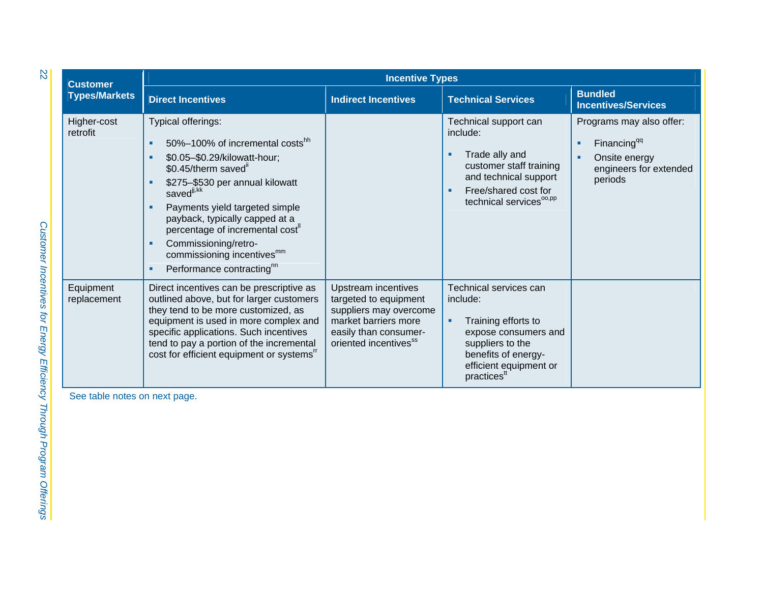| Customer Types/Markets | Incentive Types | | | |
|---|---|---|---|---|
| | Direct Incentives | Indirect Incentives | Technical Services | Bundled Incentives/Services |
| Higher-cost retrofit | Typical offerings:<br>▪ 50%–100% of incremental costs[hh]<br>▪ \$0.05–\$0.29/kilowatt-hour; \$0.45/therm saved[ii]<br>▪ \$275–\$530 per annual kilowatt saved[jj,kk]<br>▪ Payments yield targeted simple payback, typically capped at a percentage of incremental cost[ll]<br>▪ Commissioning/retro-commissioning incentives[mm]<br>▪ Performance contracting[nn] | | Technical support can include:<br>▪ Trade ally and customer staff training and technical support<br>▪ Free/shared cost for technical services[oo,pp] | Programs may also offer:<br>▪ Financing[qq]<br>▪ Onsite energy engineers for extended periods |
| Equipment replacement | Direct incentives can be prescriptive as outlined above, but for larger customers they tend to be more customized, as equipment is used in more complex and specific applications. Such incentives tend to pay a portion of the incremental cost for efficient equipment or systems[rr] | Upstream incentives targeted to equipment suppliers may overcome market barriers more easily than consumer-oriented incentives[ss] | Technical services can include:<br>▪ Training efforts to expose consumers and suppliers to the benefits of energy-efficient equipment or practices[tt] | |

See table notes on next page.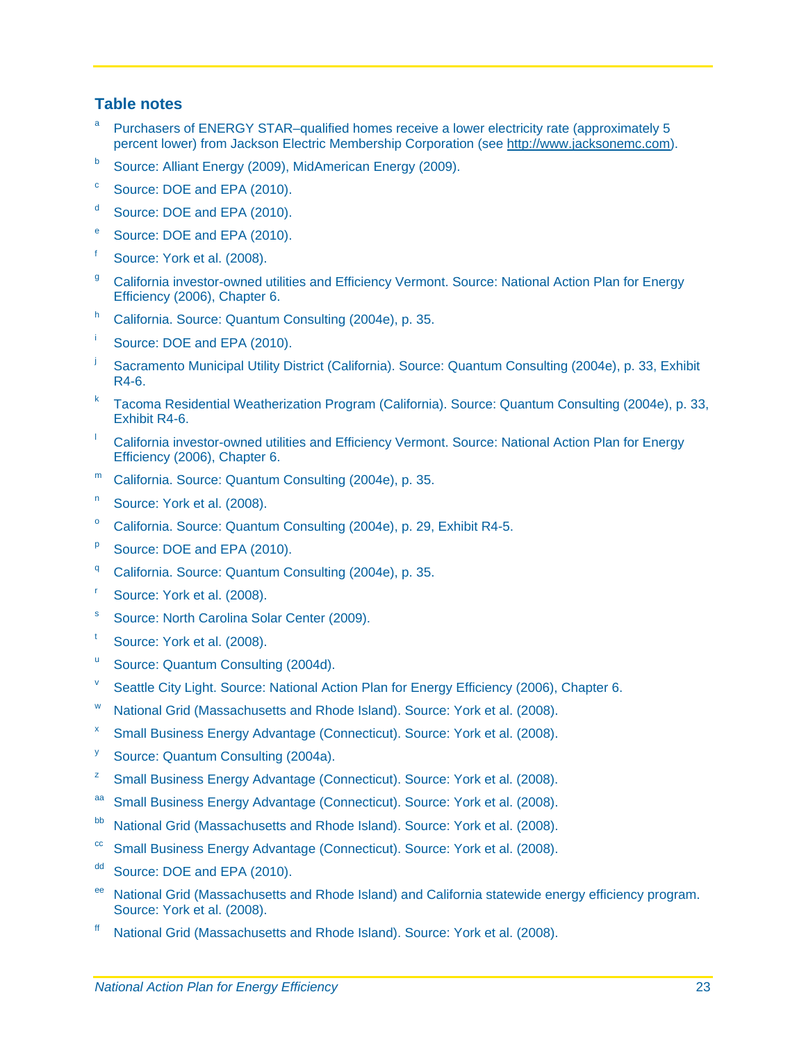### Table notes

[a] Purchasers of ENERGY STAR–qualified homes receive a lower electricity rate (approximately 5 percent lower) from Jackson Electric Membership Corporation (see http://www.jacksonemc.com).

[b] Source: Alliant Energy (2009), MidAmerican Energy (2009).

[c] Source: DOE and EPA (2010).

[d] Source: DOE and EPA (2010).

[e] Source: DOE and EPA (2010).

[f] Source: York et al. (2008).

[g] California investor-owned utilities and Efficiency Vermont. Source: National Action Plan for Energy Efficiency (2006), Chapter 6.

[h] California. Source: Quantum Consulting (2004e), p. 35.

[i] Source: DOE and EPA (2010).

[j] Sacramento Municipal Utility District (California). Source: Quantum Consulting (2004e), p. 33, Exhibit R4-6.

[k] Tacoma Residential Weatherization Program (California). Source: Quantum Consulting (2004e), p. 33, Exhibit R4-6.

[l] California investor-owned utilities and Efficiency Vermont. Source: National Action Plan for Energy Efficiency (2006), Chapter 6.

[m] California. Source: Quantum Consulting (2004e), p. 35.

[n] Source: York et al. (2008).

[o] California. Source: Quantum Consulting (2004e), p. 29, Exhibit R4-5.

[p] Source: DOE and EPA (2010).

[q] California. Source: Quantum Consulting (2004e), p. 35.

[r] Source: York et al. (2008).

[s] Source: North Carolina Solar Center (2009).

[t] Source: York et al. (2008).

[u] Source: Quantum Consulting (2004d).

[v] Seattle City Light. Source: National Action Plan for Energy Efficiency (2006), Chapter 6.

[w] National Grid (Massachusetts and Rhode Island). Source: York et al. (2008).

[x] Small Business Energy Advantage (Connecticut). Source: York et al. (2008).

[y] Source: Quantum Consulting (2004a).

[z] Small Business Energy Advantage (Connecticut). Source: York et al. (2008).

[aa] Small Business Energy Advantage (Connecticut). Source: York et al. (2008).

[bb] National Grid (Massachusetts and Rhode Island). Source: York et al. (2008).

[cc] Small Business Energy Advantage (Connecticut). Source: York et al. (2008).

[dd] Source: DOE and EPA (2010).

[ee] National Grid (Massachusetts and Rhode Island) and California statewide energy efficiency program. Source: York et al. (2008).

[ff] National Grid (Massachusetts and Rhode Island). Source: York et al. (2008).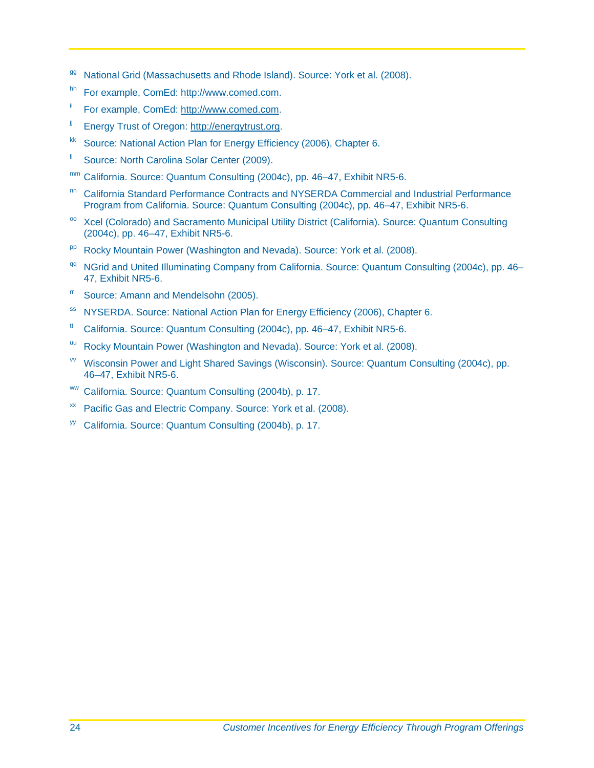[gg] National Grid (Massachusetts and Rhode Island). Source: York et al. (2008).

[hh] For example, ComEd: http://www.comed.com.

[ii] For example, ComEd: http://www.comed.com.

[jj] Energy Trust of Oregon: http://energytrust.org.

[kk] Source: National Action Plan for Energy Efficiency (2006), Chapter 6.

[ll] Source: North Carolina Solar Center (2009).

[mm] California. Source: Quantum Consulting (2004c), pp. 46–47, Exhibit NR5-6.

[nn] California Standard Performance Contracts and NYSERDA Commercial and Industrial Performance Program from California. Source: Quantum Consulting (2004c), pp. 46–47, Exhibit NR5-6.

[oo] Xcel (Colorado) and Sacramento Municipal Utility District (California). Source: Quantum Consulting (2004c), pp. 46–47, Exhibit NR5-6.

[pp] Rocky Mountain Power (Washington and Nevada). Source: York et al. (2008).

[qq] NGrid and United Illuminating Company from California. Source: Quantum Consulting (2004c), pp. 46–47, Exhibit NR5-6.

[rr] Source: Amann and Mendelsohn (2005).

[ss] NYSERDA. Source: National Action Plan for Energy Efficiency (2006), Chapter 6.

[tt] California. Source: Quantum Consulting (2004c), pp. 46–47, Exhibit NR5-6.

[uu] Rocky Mountain Power (Washington and Nevada). Source: York et al. (2008).

[vv] Wisconsin Power and Light Shared Savings (Wisconsin). Source: Quantum Consulting (2004c), pp. 46–47, Exhibit NR5-6.

[ww] California. Source: Quantum Consulting (2004b), p. 17.

[xx] Pacific Gas and Electric Company. Source: York et al. (2008).

[yy] California. Source: Quantum Consulting (2004b), p. 17.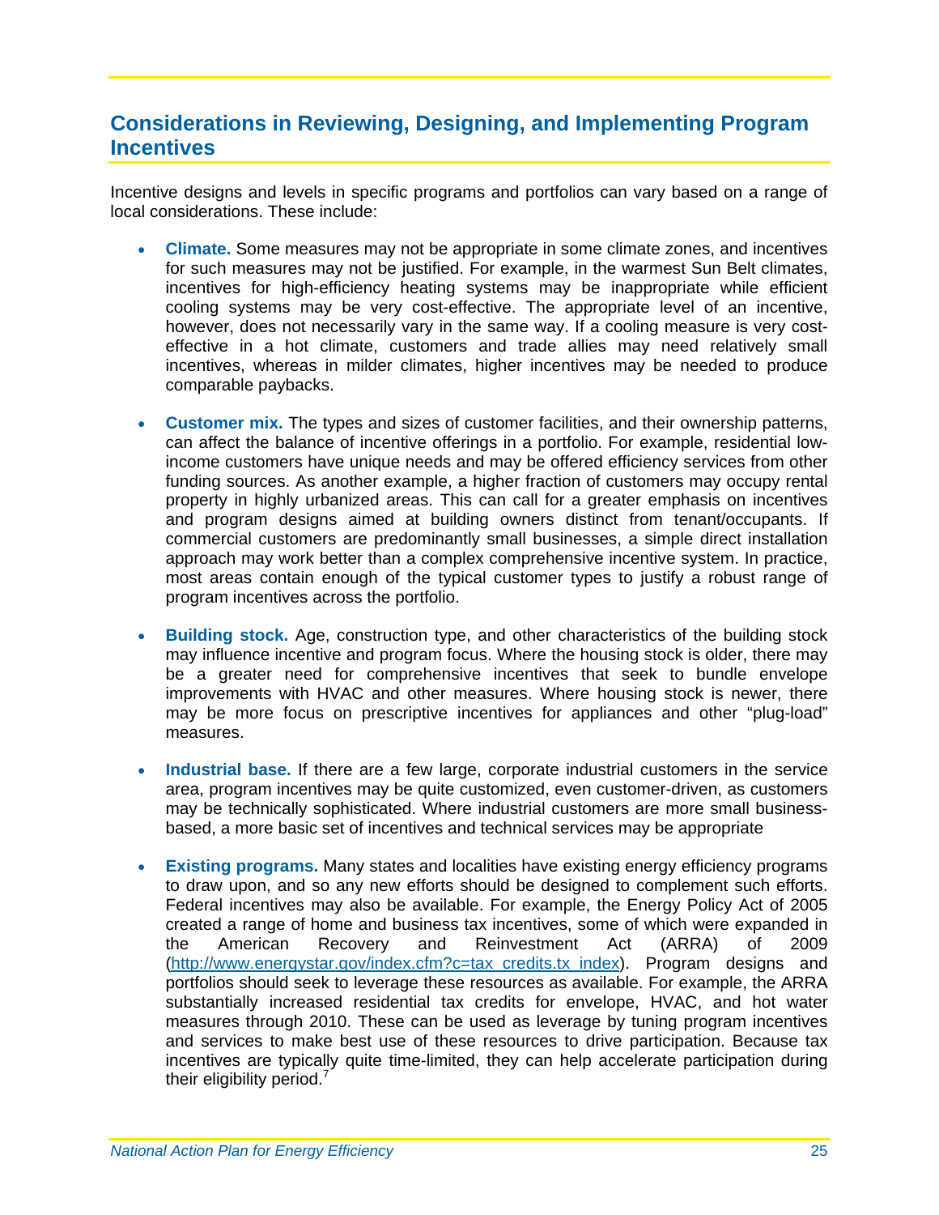## Considerations in Reviewing, Designing, and Implementing Program Incentives

Incentive designs and levels in specific programs and portfolios can vary based on a range of local considerations. These include:

- **Climate.** Some measures may not be appropriate in some climate zones, and incentives for such measures may not be justified. For example, in the warmest Sun Belt climates, incentives for high-efficiency heating systems may be inappropriate while efficient cooling systems may be very cost-effective. The appropriate level of an incentive, however, does not necessarily vary in the same way. If a cooling measure is very cost-effective in a hot climate, customers and trade allies may need relatively small incentives, whereas in milder climates, higher incentives may be needed to produce comparable paybacks.

- **Customer mix.** The types and sizes of customer facilities, and their ownership patterns, can affect the balance of incentive offerings in a portfolio. For example, residential low-income customers have unique needs and may be offered efficiency services from other funding sources. As another example, a higher fraction of customers may occupy rental property in highly urbanized areas. This can call for a greater emphasis on incentives and program designs aimed at building owners distinct from tenant/occupants. If commercial customers are predominantly small businesses, a simple direct installation approach may work better than a complex comprehensive incentive system. In practice, most areas contain enough of the typical customer types to justify a robust range of program incentives across the portfolio.

- **Building stock.** Age, construction type, and other characteristics of the building stock may influence incentive and program focus. Where the housing stock is older, there may be a greater need for comprehensive incentives that seek to bundle envelope improvements with HVAC and other measures. Where housing stock is newer, there may be more focus on prescriptive incentives for appliances and other "plug-load" measures.

- **Industrial base.** If there are a few large, corporate industrial customers in the service area, program incentives may be quite customized, even customer-driven, as customers may be technically sophisticated. Where industrial customers are more small business-based, a more basic set of incentives and technical services may be appropriate

- **Existing programs.** Many states and localities have existing energy efficiency programs to draw upon, and so any new efforts should be designed to complement such efforts. Federal incentives may also be available. For example, the Energy Policy Act of 2005 created a range of home and business tax incentives, some of which were expanded in the American Recovery and Reinvestment Act (ARRA) of 2009 (http://www.energystar.gov/index.cfm?c=tax_credits.tx_index). Program designs and portfolios should seek to leverage these resources as available. For example, the ARRA substantially increased residential tax credits for envelope, HVAC, and hot water measures through 2010. These can be used as leverage by tuning program incentives and services to make best use of these resources to drive participation. Because tax incentives are typically quite time-limited, they can help accelerate participation during their eligibility period.[7]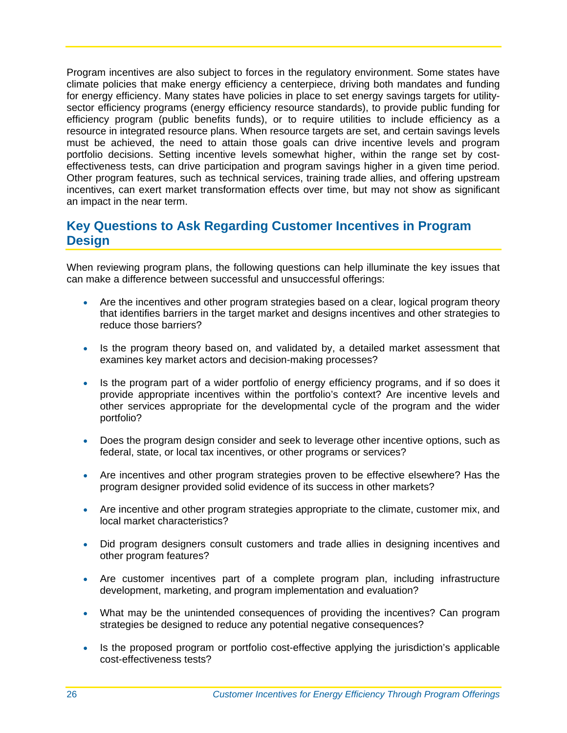Program incentives are also subject to forces in the regulatory environment. Some states have climate policies that make energy efficiency a centerpiece, driving both mandates and funding for energy efficiency. Many states have policies in place to set energy savings targets for utility-sector efficiency programs (energy efficiency resource standards), to provide public funding for efficiency program (public benefits funds), or to require utilities to include efficiency as a resource in integrated resource plans. When resource targets are set, and certain savings levels must be achieved, the need to attain those goals can drive incentive levels and program portfolio decisions. Setting incentive levels somewhat higher, within the range set by cost-effectiveness tests, can drive participation and program savings higher in a given time period. Other program features, such as technical services, training trade allies, and offering upstream incentives, can exert market transformation effects over time, but may not show as significant an impact in the near term.

## Key Questions to Ask Regarding Customer Incentives in Program Design

When reviewing program plans, the following questions can help illuminate the key issues that can make a difference between successful and unsuccessful offerings:

- Are the incentives and other program strategies based on a clear, logical program theory that identifies barriers in the target market and designs incentives and other strategies to reduce those barriers?
- Is the program theory based on, and validated by, a detailed market assessment that examines key market actors and decision-making processes?
- Is the program part of a wider portfolio of energy efficiency programs, and if so does it provide appropriate incentives within the portfolio's context? Are incentive levels and other services appropriate for the developmental cycle of the program and the wider portfolio?
- Does the program design consider and seek to leverage other incentive options, such as federal, state, or local tax incentives, or other programs or services?
- Are incentives and other program strategies proven to be effective elsewhere? Has the program designer provided solid evidence of its success in other markets?
- Are incentive and other program strategies appropriate to the climate, customer mix, and local market characteristics?
- Did program designers consult customers and trade allies in designing incentives and other program features?
- Are customer incentives part of a complete program plan, including infrastructure development, marketing, and program implementation and evaluation?
- What may be the unintended consequences of providing the incentives? Can program strategies be designed to reduce any potential negative consequences?
- Is the proposed program or portfolio cost-effective applying the jurisdiction's applicable cost-effectiveness tests?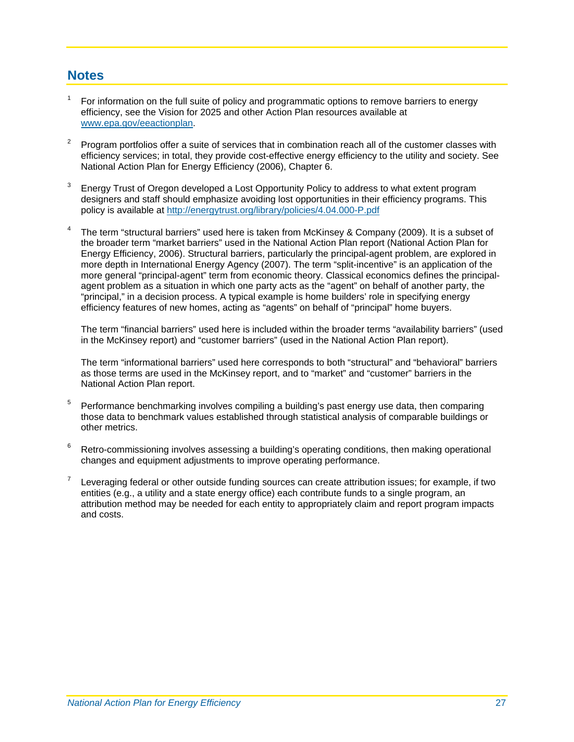## Notes

1. For information on the full suite of policy and programmatic options to remove barriers to energy efficiency, see the Vision for 2025 and other Action Plan resources available at www.epa.gov/eeactionplan.

2. Program portfolios offer a suite of services that in combination reach all of the customer classes with efficiency services; in total, they provide cost-effective energy efficiency to the utility and society. See National Action Plan for Energy Efficiency (2006), Chapter 6.

3. Energy Trust of Oregon developed a Lost Opportunity Policy to address to what extent program designers and staff should emphasize avoiding lost opportunities in their efficiency programs. This policy is available at http://energytrust.org/library/policies/4.04.000-P.pdf

4. The term "structural barriers" used here is taken from McKinsey & Company (2009). It is a subset of the broader term "market barriers" used in the National Action Plan report (National Action Plan for Energy Efficiency, 2006). Structural barriers, particularly the principal-agent problem, are explored in more depth in International Energy Agency (2007). The term "split-incentive" is an application of the more general "principal-agent" term from economic theory. Classical economics defines the principal-agent problem as a situation in which one party acts as the "agent" on behalf of another party, the "principal," in a decision process. A typical example is home builders' role in specifying energy efficiency features of new homes, acting as "agents" on behalf of "principal" home buyers.

   The term "financial barriers" used here is included within the broader terms "availability barriers" (used in the McKinsey report) and "customer barriers" (used in the National Action Plan report).

   The term "informational barriers" used here corresponds to both "structural" and "behavioral" barriers as those terms are used in the McKinsey report, and to "market" and "customer" barriers in the National Action Plan report.

5. Performance benchmarking involves compiling a building's past energy use data, then comparing those data to benchmark values established through statistical analysis of comparable buildings or other metrics.

6. Retro-commissioning involves assessing a building's operating conditions, then making operational changes and equipment adjustments to improve operating performance.

7. Leveraging federal or other outside funding sources can create attribution issues; for example, if two entities (e.g., a utility and a state energy office) each contribute funds to a single program, an attribution method may be needed for each entity to appropriately claim and report program impacts and costs.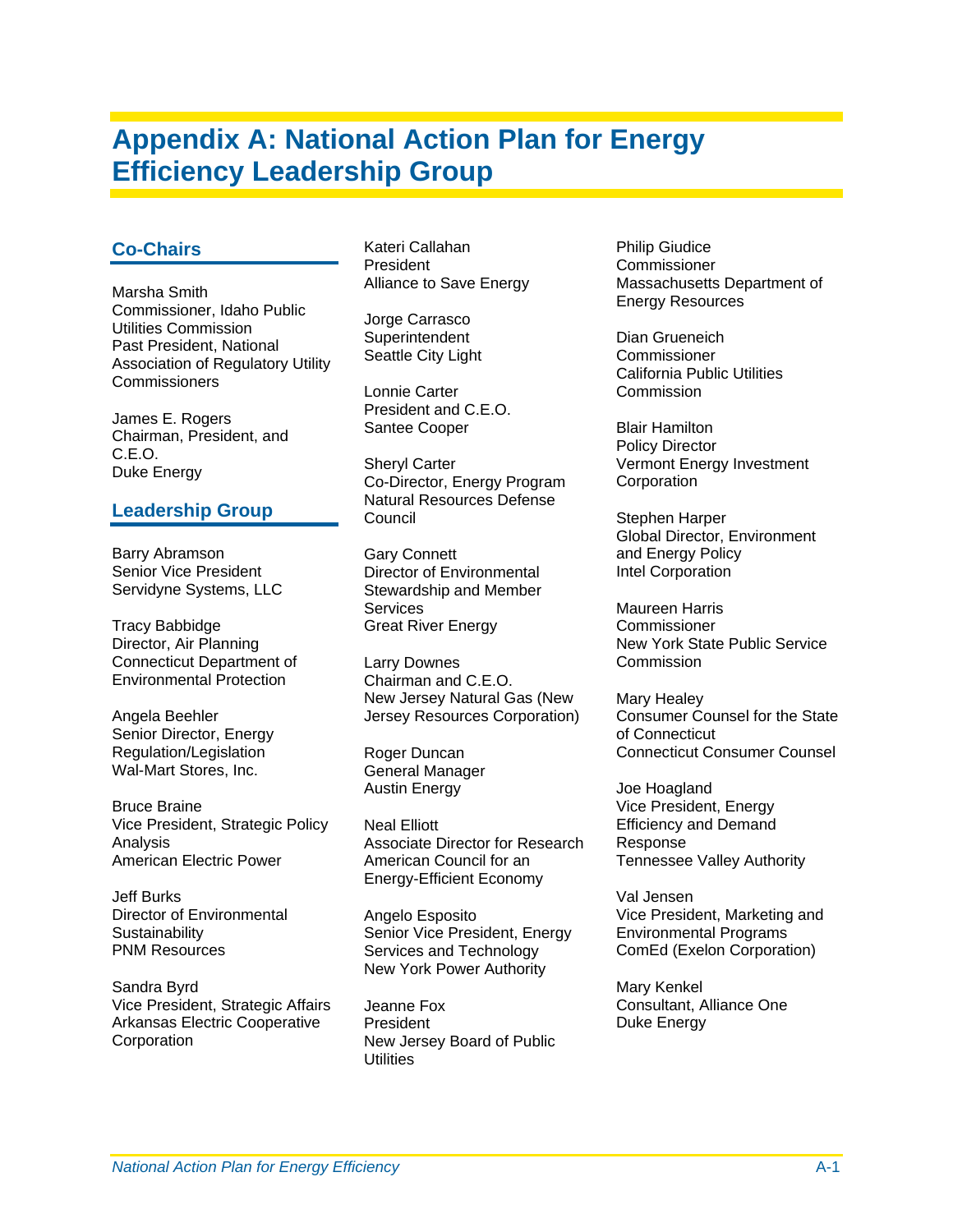# Appendix A: National Action Plan for Energy Efficiency Leadership Group

## Co-Chairs

Marsha Smith
Commissioner, Idaho Public Utilities Commission
Past President, National Association of Regulatory Utility Commissioners

James E. Rogers
Chairman, President, and C.E.O.
Duke Energy

## Leadership Group

Barry Abramson
Senior Vice President
Servidyne Systems, LLC

Tracy Babbidge
Director, Air Planning
Connecticut Department of Environmental Protection

Angela Beehler
Senior Director, Energy Regulation/Legislation
Wal-Mart Stores, Inc.

Bruce Braine
Vice President, Strategic Policy Analysis
American Electric Power

Jeff Burks
Director of Environmental Sustainability
PNM Resources

Sandra Byrd
Vice President, Strategic Affairs
Arkansas Electric Cooperative Corporation

Kateri Callahan
President
Alliance to Save Energy

Jorge Carrasco
Superintendent
Seattle City Light

Lonnie Carter
President and C.E.O.
Santee Cooper

Sheryl Carter
Co-Director, Energy Program
Natural Resources Defense Council

Gary Connett
Director of Environmental Stewardship and Member Services
Great River Energy

Larry Downes
Chairman and C.E.O.
New Jersey Natural Gas (New Jersey Resources Corporation)

Roger Duncan
General Manager
Austin Energy

Neal Elliott
Associate Director for Research
American Council for an Energy-Efficient Economy

Angelo Esposito
Senior Vice President, Energy Services and Technology
New York Power Authority

Jeanne Fox
President
New Jersey Board of Public Utilities

Philip Giudice
Commissioner
Massachusetts Department of Energy Resources

Dian Grueneich
Commissioner
California Public Utilities Commission

Blair Hamilton
Policy Director
Vermont Energy Investment Corporation

Stephen Harper
Global Director, Environment and Energy Policy
Intel Corporation

Maureen Harris
Commissioner
New York State Public Service Commission

Mary Healey
Consumer Counsel for the State of Connecticut
Connecticut Consumer Counsel

Joe Hoagland
Vice President, Energy Efficiency and Demand Response
Tennessee Valley Authority

Val Jensen
Vice President, Marketing and Environmental Programs
ComEd (Exelon Corporation)

Mary Kenkel
Consultant, Alliance One
Duke Energy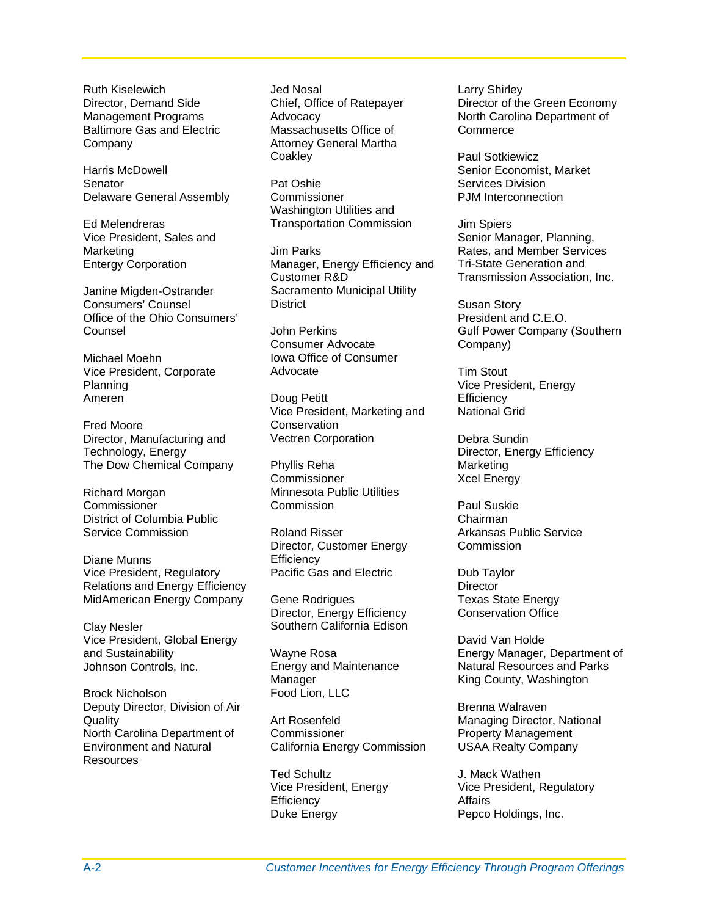Ruth Kiselewich
Director, Demand Side Management Programs
Baltimore Gas and Electric Company

Harris McDowell
Senator
Delaware General Assembly

Ed Melendreras
Vice President, Sales and Marketing
Entergy Corporation

Janine Migden-Ostrander
Consumers' Counsel
Office of the Ohio Consumers' Counsel

Michael Moehn
Vice President, Corporate Planning
Ameren

Fred Moore
Director, Manufacturing and Technology, Energy
The Dow Chemical Company

Richard Morgan
Commissioner
District of Columbia Public Service Commission

Diane Munns
Vice President, Regulatory Relations and Energy Efficiency
MidAmerican Energy Company

Clay Nesler
Vice President, Global Energy and Sustainability
Johnson Controls, Inc.

Brock Nicholson
Deputy Director, Division of Air Quality
North Carolina Department of Environment and Natural Resources

Jed Nosal
Chief, Office of Ratepayer Advocacy
Massachusetts Office of Attorney General Martha Coakley

Pat Oshie
Commissioner
Washington Utilities and Transportation Commission

Jim Parks
Manager, Energy Efficiency and Customer R&D
Sacramento Municipal Utility District

John Perkins
Consumer Advocate
Iowa Office of Consumer Advocate

Doug Petitt
Vice President, Marketing and Conservation
Vectren Corporation

Phyllis Reha
Commissioner
Minnesota Public Utilities Commission

Roland Risser
Director, Customer Energy Efficiency
Pacific Gas and Electric

Gene Rodrigues
Director, Energy Efficiency
Southern California Edison

Wayne Rosa
Energy and Maintenance Manager
Food Lion, LLC

Art Rosenfeld
Commissioner
California Energy Commission

Ted Schultz
Vice President, Energy Efficiency
Duke Energy

Larry Shirley
Director of the Green Economy
North Carolina Department of Commerce

Paul Sotkiewicz
Senior Economist, Market Services Division
PJM Interconnection

Jim Spiers
Senior Manager, Planning, Rates, and Member Services
Tri-State Generation and Transmission Association, Inc.

Susan Story
President and C.E.O.
Gulf Power Company (Southern Company)

Tim Stout
Vice President, Energy Efficiency
National Grid

Debra Sundin
Director, Energy Efficiency Marketing
Xcel Energy

Paul Suskie
Chairman
Arkansas Public Service Commission

Dub Taylor
Director
Texas State Energy Conservation Office

David Van Holde
Energy Manager, Department of Natural Resources and Parks
King County, Washington

Brenna Walraven
Managing Director, National Property Management
USAA Realty Company

J. Mack Wathen
Vice President, Regulatory Affairs
Pepco Holdings, Inc.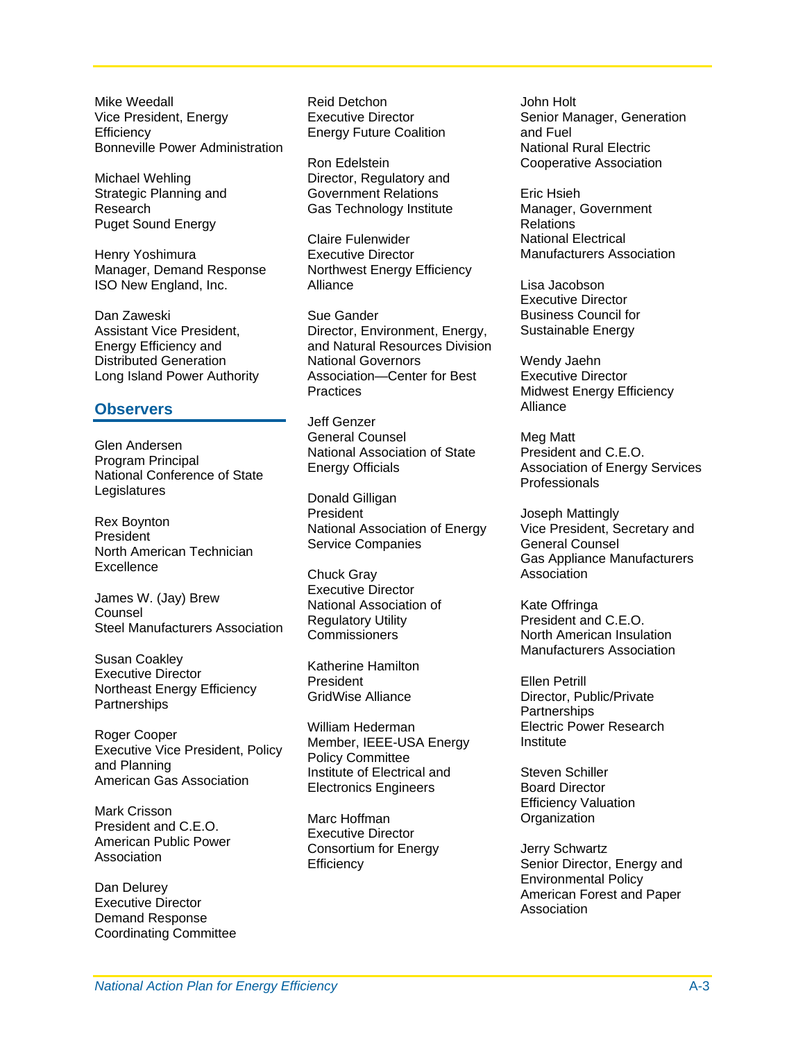Mike Weedall
Vice President, Energy Efficiency
Bonneville Power Administration

Michael Wehling
Strategic Planning and Research
Puget Sound Energy

Henry Yoshimura
Manager, Demand Response
ISO New England, Inc.

Dan Zaweski
Assistant Vice President, Energy Efficiency and Distributed Generation
Long Island Power Authority

## Observers

Glen Andersen
Program Principal
National Conference of State Legislatures

Rex Boynton
President
North American Technician Excellence

James W. (Jay) Brew
Counsel
Steel Manufacturers Association

Susan Coakley
Executive Director
Northeast Energy Efficiency Partnerships

Roger Cooper
Executive Vice President, Policy and Planning
American Gas Association

Mark Crisson
President and C.E.O.
American Public Power Association

Dan Delurey
Executive Director
Demand Response Coordinating Committee

Reid Detchon
Executive Director
Energy Future Coalition

Ron Edelstein
Director, Regulatory and Government Relations
Gas Technology Institute

Claire Fulenwider
Executive Director
Northwest Energy Efficiency Alliance

Sue Gander
Director, Environment, Energy, and Natural Resources Division
National Governors Association—Center for Best Practices

Jeff Genzer
General Counsel
National Association of State Energy Officials

Donald Gilligan
President
National Association of Energy Service Companies

Chuck Gray
Executive Director
National Association of Regulatory Utility Commissioners

Katherine Hamilton
President
GridWise Alliance

William Hederman
Member, IEEE-USA Energy Policy Committee
Institute of Electrical and Electronics Engineers

Marc Hoffman
Executive Director
Consortium for Energy Efficiency

John Holt
Senior Manager, Generation and Fuel
National Rural Electric Cooperative Association

Eric Hsieh
Manager, Government Relations
National Electrical Manufacturers Association

Lisa Jacobson
Executive Director
Business Council for Sustainable Energy

Wendy Jaehn
Executive Director
Midwest Energy Efficiency Alliance

Meg Matt
President and C.E.O.
Association of Energy Services Professionals

Joseph Mattingly
Vice President, Secretary and General Counsel
Gas Appliance Manufacturers Association

Kate Offringa
President and C.E.O.
North American Insulation Manufacturers Association

Ellen Petrill
Director, Public/Private Partnerships
Electric Power Research Institute

Steven Schiller
Board Director
Efficiency Valuation Organization

Jerry Schwartz
Senior Director, Energy and Environmental Policy
American Forest and Paper Association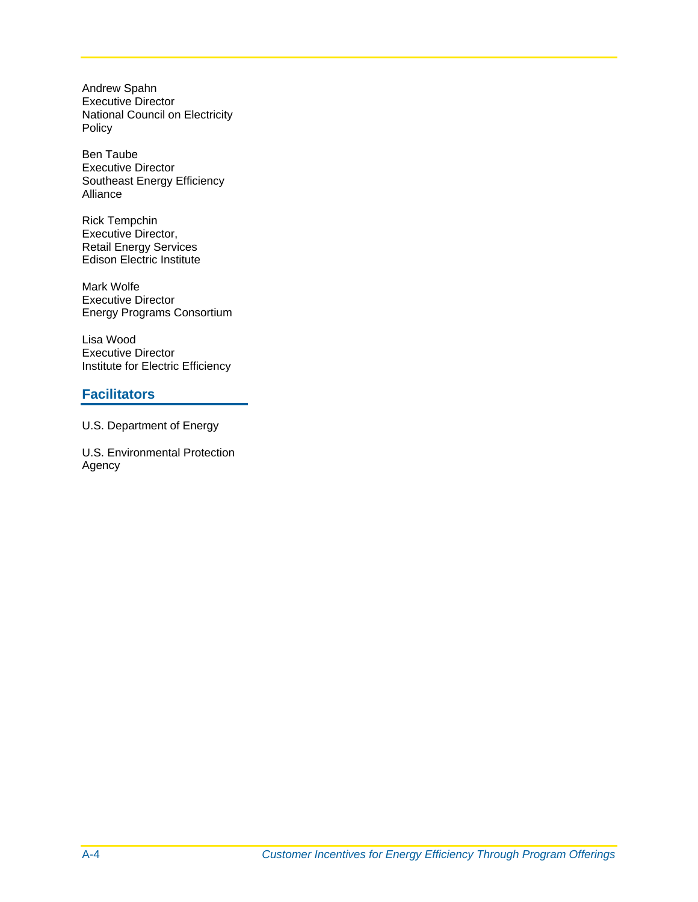Andrew Spahn
Executive Director
National Council on Electricity Policy

Ben Taube
Executive Director
Southeast Energy Efficiency Alliance

Rick Tempchin
Executive Director,
Retail Energy Services
Edison Electric Institute

Mark Wolfe
Executive Director
Energy Programs Consortium

Lisa Wood
Executive Director
Institute for Electric Efficiency

## Facilitators

U.S. Department of Energy

U.S. Environmental Protection Agency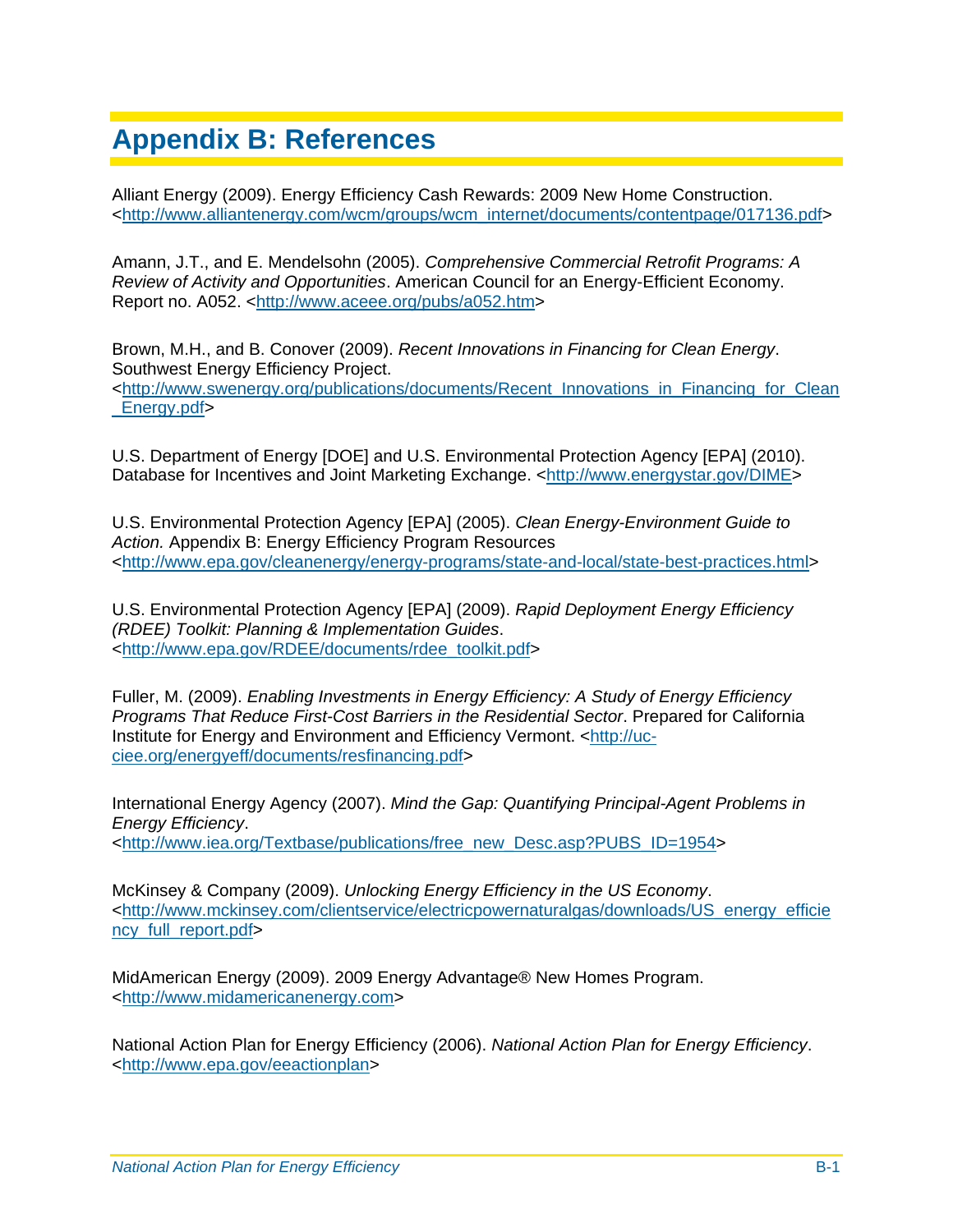# Appendix B: References

Alliant Energy (2009). Energy Efficiency Cash Rewards: 2009 New Home Construction. <http://www.alliantenergy.com/wcm/groups/wcm_internet/documents/contentpage/017136.pdf>

Amann, J.T., and E. Mendelsohn (2005). *Comprehensive Commercial Retrofit Programs: A Review of Activity and Opportunities*. American Council for an Energy-Efficient Economy. Report no. A052. <http://www.aceee.org/pubs/a052.htm>

Brown, M.H., and B. Conover (2009). *Recent Innovations in Financing for Clean Energy*. Southwest Energy Efficiency Project. <http://www.swenergy.org/publications/documents/Recent_Innovations_in_Financing_for_Clean_Energy.pdf>

U.S. Department of Energy [DOE] and U.S. Environmental Protection Agency [EPA] (2010). Database for Incentives and Joint Marketing Exchange. <http://www.energystar.gov/DIME>

U.S. Environmental Protection Agency [EPA] (2005). *Clean Energy-Environment Guide to Action.* Appendix B: Energy Efficiency Program Resources <http://www.epa.gov/cleanenergy/energy-programs/state-and-local/state-best-practices.html>

U.S. Environmental Protection Agency [EPA] (2009). *Rapid Deployment Energy Efficiency (RDEE) Toolkit: Planning & Implementation Guides*. <http://www.epa.gov/RDEE/documents/rdee_toolkit.pdf>

Fuller, M. (2009). *Enabling Investments in Energy Efficiency: A Study of Energy Efficiency Programs That Reduce First-Cost Barriers in the Residential Sector*. Prepared for California Institute for Energy and Environment and Efficiency Vermont. <http://uc-ciee.org/energyeff/documents/resfinancing.pdf>

International Energy Agency (2007). *Mind the Gap: Quantifying Principal-Agent Problems in Energy Efficiency*. <http://www.iea.org/Textbase/publications/free_new_Desc.asp?PUBS_ID=1954>

McKinsey & Company (2009). *Unlocking Energy Efficiency in the US Economy*. <http://www.mckinsey.com/clientservice/electricpowernaturalgas/downloads/US_energy_efficiency_full_report.pdf>

MidAmerican Energy (2009). 2009 Energy Advantage® New Homes Program. <http://www.midamericanenergy.com>

National Action Plan for Energy Efficiency (2006). *National Action Plan for Energy Efficiency*. <http://www.epa.gov/eeactionplan>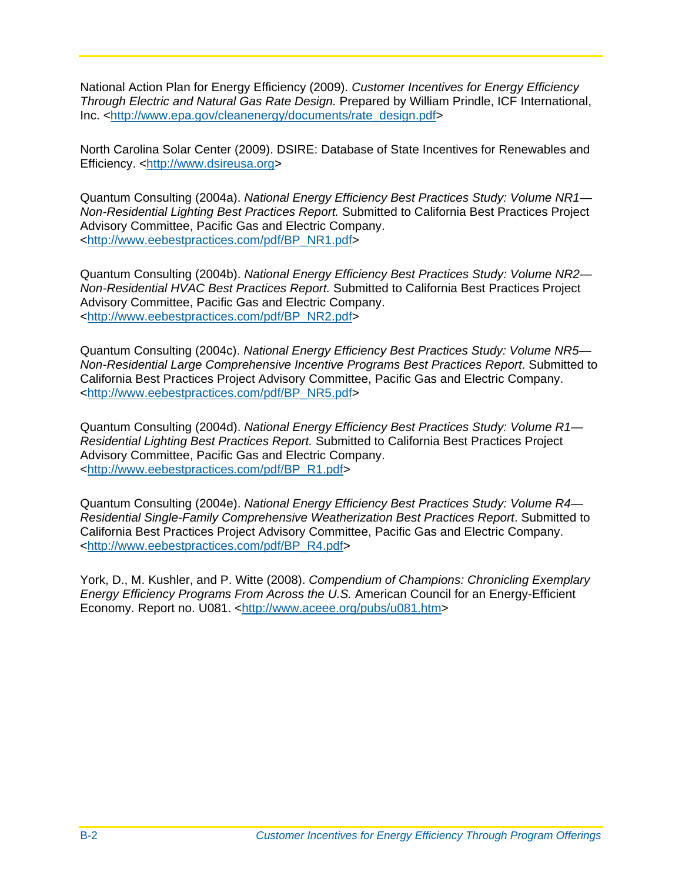National Action Plan for Energy Efficiency (2009). *Customer Incentives for Energy Efficiency Through Electric and Natural Gas Rate Design.* Prepared by William Prindle, ICF International, Inc. <http://www.epa.gov/cleanenergy/documents/rate_design.pdf>

North Carolina Solar Center (2009). DSIRE: Database of State Incentives for Renewables and Efficiency. <http://www.dsireusa.org>

Quantum Consulting (2004a). *National Energy Efficiency Best Practices Study: Volume NR1—Non-Residential Lighting Best Practices Report.* Submitted to California Best Practices Project Advisory Committee, Pacific Gas and Electric Company. <http://www.eebestpractices.com/pdf/BP_NR1.pdf>

Quantum Consulting (2004b). *National Energy Efficiency Best Practices Study: Volume NR2—Non-Residential HVAC Best Practices Report.* Submitted to California Best Practices Project Advisory Committee, Pacific Gas and Electric Company. <http://www.eebestpractices.com/pdf/BP_NR2.pdf>

Quantum Consulting (2004c). *National Energy Efficiency Best Practices Study: Volume NR5—Non-Residential Large Comprehensive Incentive Programs Best Practices Report*. Submitted to California Best Practices Project Advisory Committee, Pacific Gas and Electric Company. <http://www.eebestpractices.com/pdf/BP_NR5.pdf>

Quantum Consulting (2004d). *National Energy Efficiency Best Practices Study: Volume R1—Residential Lighting Best Practices Report.* Submitted to California Best Practices Project Advisory Committee, Pacific Gas and Electric Company. <http://www.eebestpractices.com/pdf/BP_R1.pdf>

Quantum Consulting (2004e). *National Energy Efficiency Best Practices Study: Volume R4—Residential Single-Family Comprehensive Weatherization Best Practices Report*. Submitted to California Best Practices Project Advisory Committee, Pacific Gas and Electric Company. <http://www.eebestpractices.com/pdf/BP_R4.pdf>

York, D., M. Kushler, and P. Witte (2008). *Compendium of Champions: Chronicling Exemplary Energy Efficiency Programs From Across the U.S.* American Council for an Energy-Efficient Economy. Report no. U081. <http://www.aceee.org/pubs/u081.htm>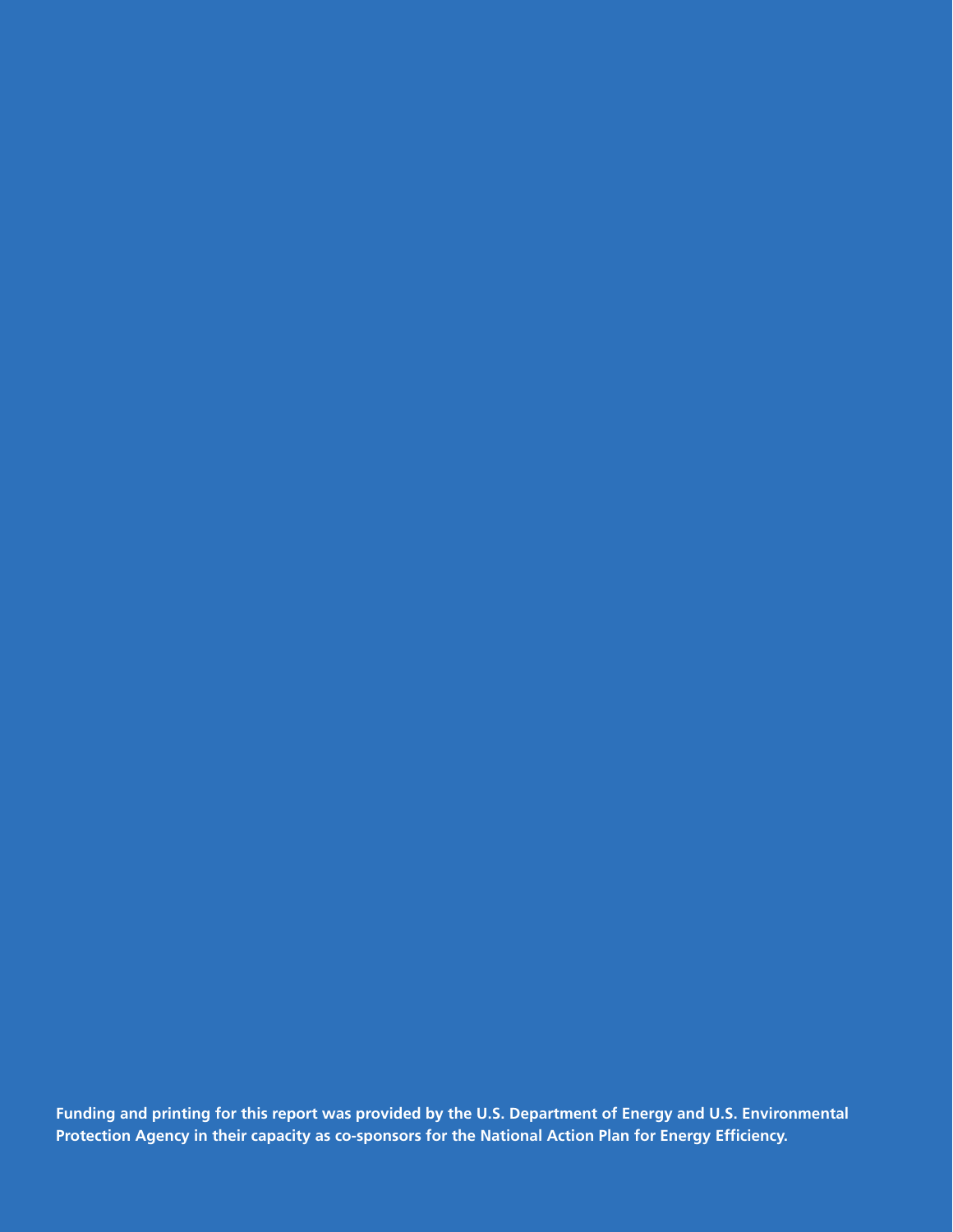**Funding and printing for this report was provided by the U.S. Department of Energy and U.S. Environmental Protection Agency in their capacity as co-sponsors for the National Action Plan for Energy Efficiency.**